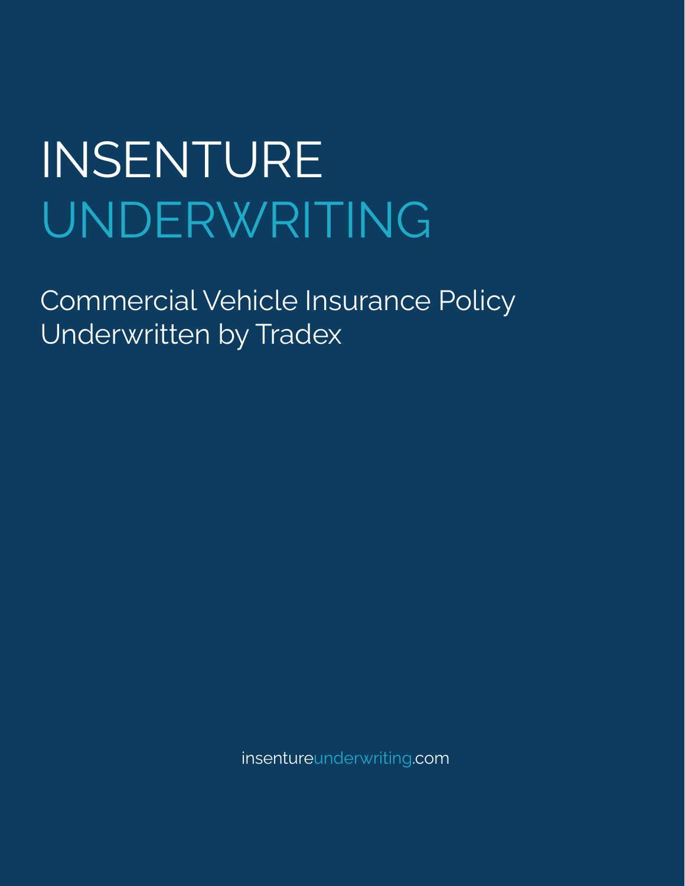# INSENTURE UNDERWRITING

## Commercial Vehicle Insurance Policy Underwritten by Tradex

insentureunderwriting.com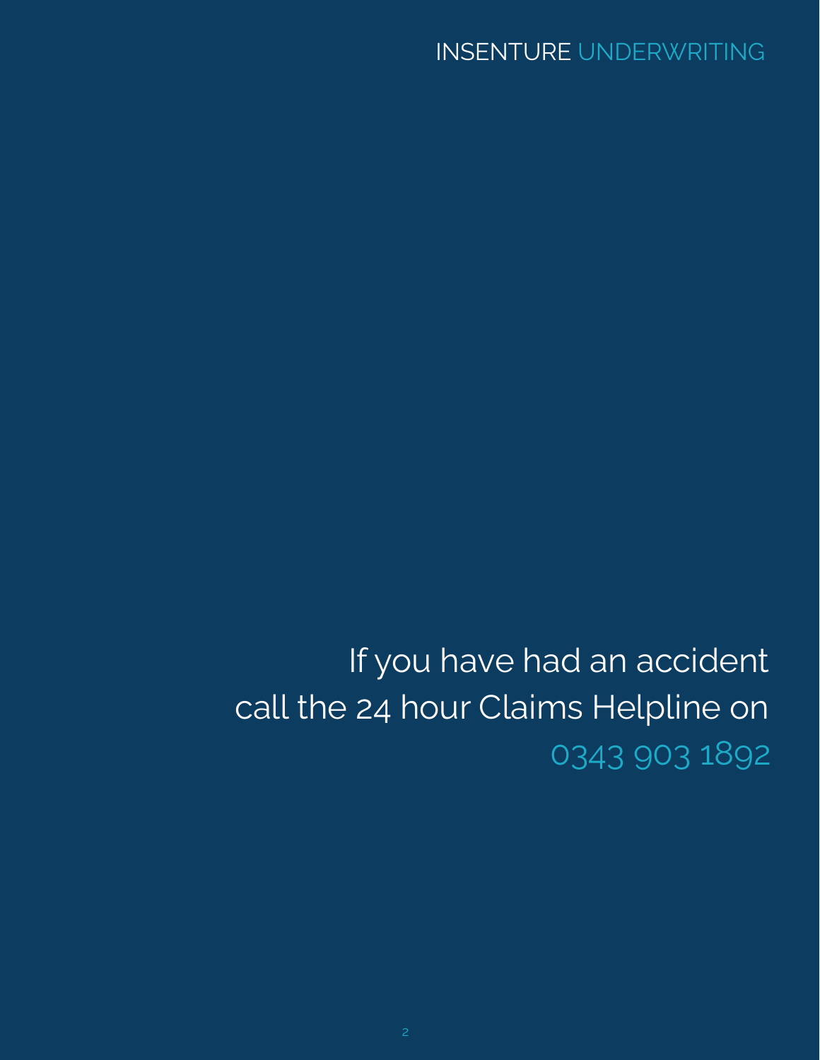If you have had an accident call the 24 hour Claims Helpline on 0343 903 1892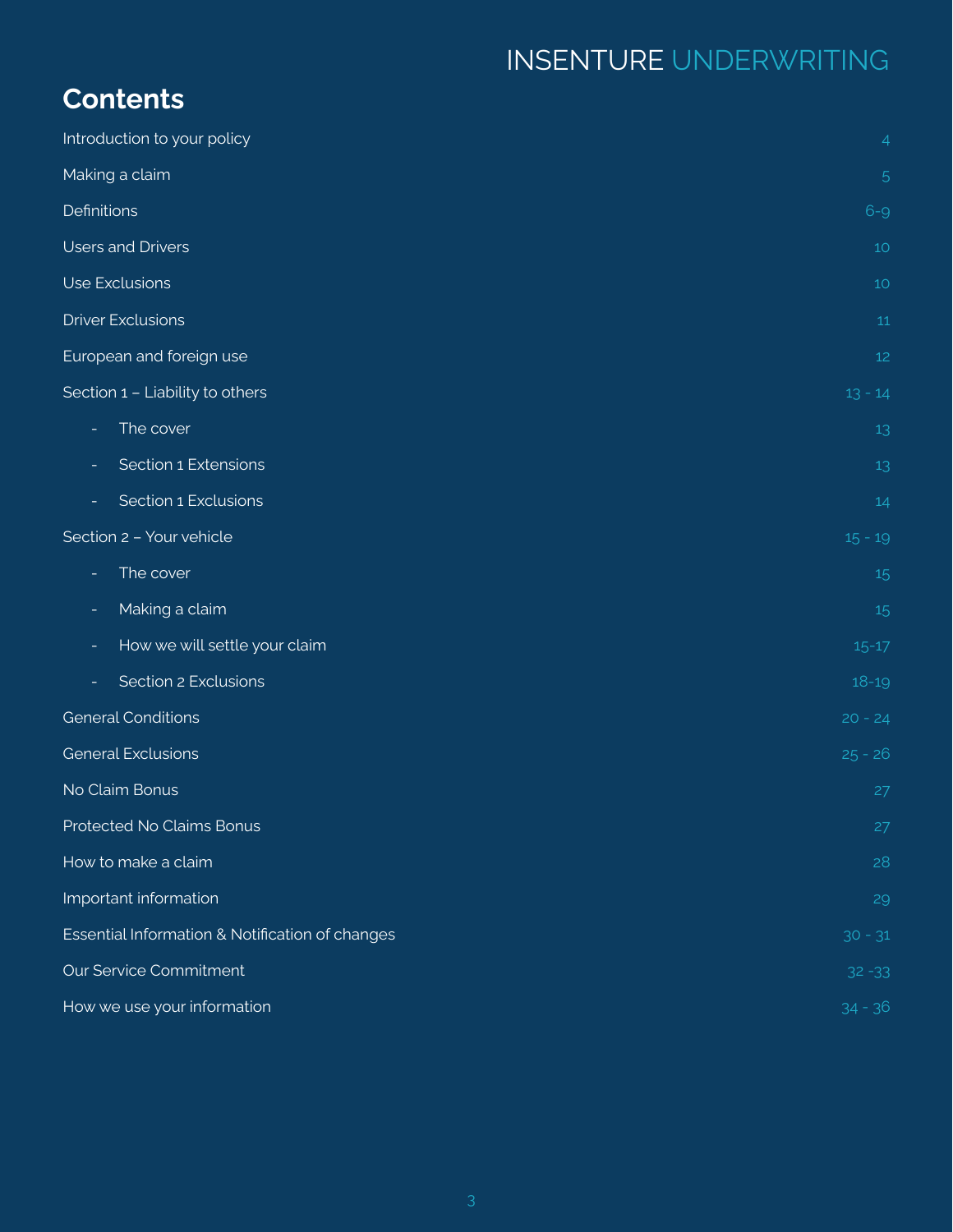INSENTURE UNDERWRITING

## Contents

| Section | Page |
| --- | --- |
| Introduction to your policy | 4 |
| Making a claim | 5 |
| Definitions | 6-9 |
| Users and Drivers | 10 |
| Use Exclusions | 10 |
| Driver Exclusions | 11 |
| European and foreign use | 12 |
| Section 1 – Liability to others | 13 - 14 |
| - The cover | 13 |
| - Section 1 Extensions | 13 |
| - Section 1 Exclusions | 14 |
| Section 2 – Your vehicle | 15 - 19 |
| - The cover | 15 |
| - Making a claim | 15 |
| - How we will settle your claim | 15-17 |
| - Section 2 Exclusions | 18-19 |
| General Conditions | 20 - 24 |
| General Exclusions | 25 - 26 |
| No Claim Bonus | 27 |
| Protected No Claims Bonus | 27 |
| How to make a claim | 28 |
| Important information | 29 |
| Essential Information & Notification of changes | 30 - 31 |
| Our Service Commitment | 32 -33 |
| How we use your information | 34 - 36 |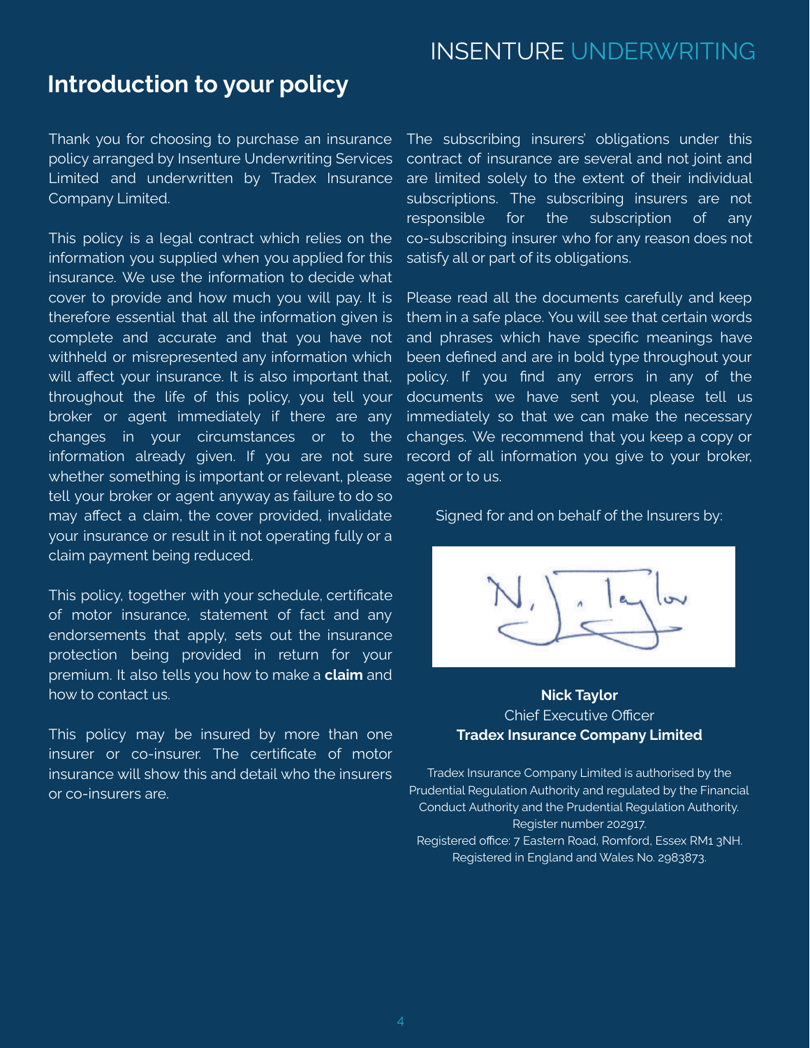## Introduction to your policy

Thank you for choosing to purchase an insurance policy arranged by Insenture Underwriting Services Limited and underwritten by Tradex Insurance Company Limited.

This policy is a legal contract which relies on the information you supplied when you applied for this insurance. We use the information to decide what cover to provide and how much you will pay. It is therefore essential that all the information given is complete and accurate and that you have not withheld or misrepresented any information which will affect your insurance. It is also important that, throughout the life of this policy, you tell your broker or agent immediately if there are any changes in your circumstances or to the information already given. If you are not sure whether something is important or relevant, please tell your broker or agent anyway as failure to do so may affect a claim, the cover provided, invalidate your insurance or result in it not operating fully or a claim payment being reduced.

This policy, together with your schedule, certificate of motor insurance, statement of fact and any endorsements that apply, sets out the insurance protection being provided in return for your premium. It also tells you how to make a **claim** and how to contact us.

This policy may be insured by more than one insurer or co-insurer. The certificate of motor insurance will show this and detail who the insurers or co-insurers are.

The subscribing insurers' obligations under this contract of insurance are several and not joint and are limited solely to the extent of their individual subscriptions. The subscribing insurers are not responsible for the subscription of any co-subscribing insurer who for any reason does not satisfy all or part of its obligations.

Please read all the documents carefully and keep them in a safe place. You will see that certain words and phrases which have specific meanings have been defined and are in bold type throughout your policy. If you find any errors in any of the documents we have sent you, please tell us immediately so that we can make the necessary changes. We recommend that you keep a copy or record of all information you give to your broker, agent or to us.

Signed for and on behalf of the Insurers by:

**Nick Taylor**
Chief Executive Officer
**Tradex Insurance Company Limited**

Tradex Insurance Company Limited is authorised by the Prudential Regulation Authority and regulated by the Financial Conduct Authority and the Prudential Regulation Authority. Register number 202917.
Registered office: 7 Eastern Road, Romford, Essex RM1 3NH.
Registered in England and Wales No. 2983873.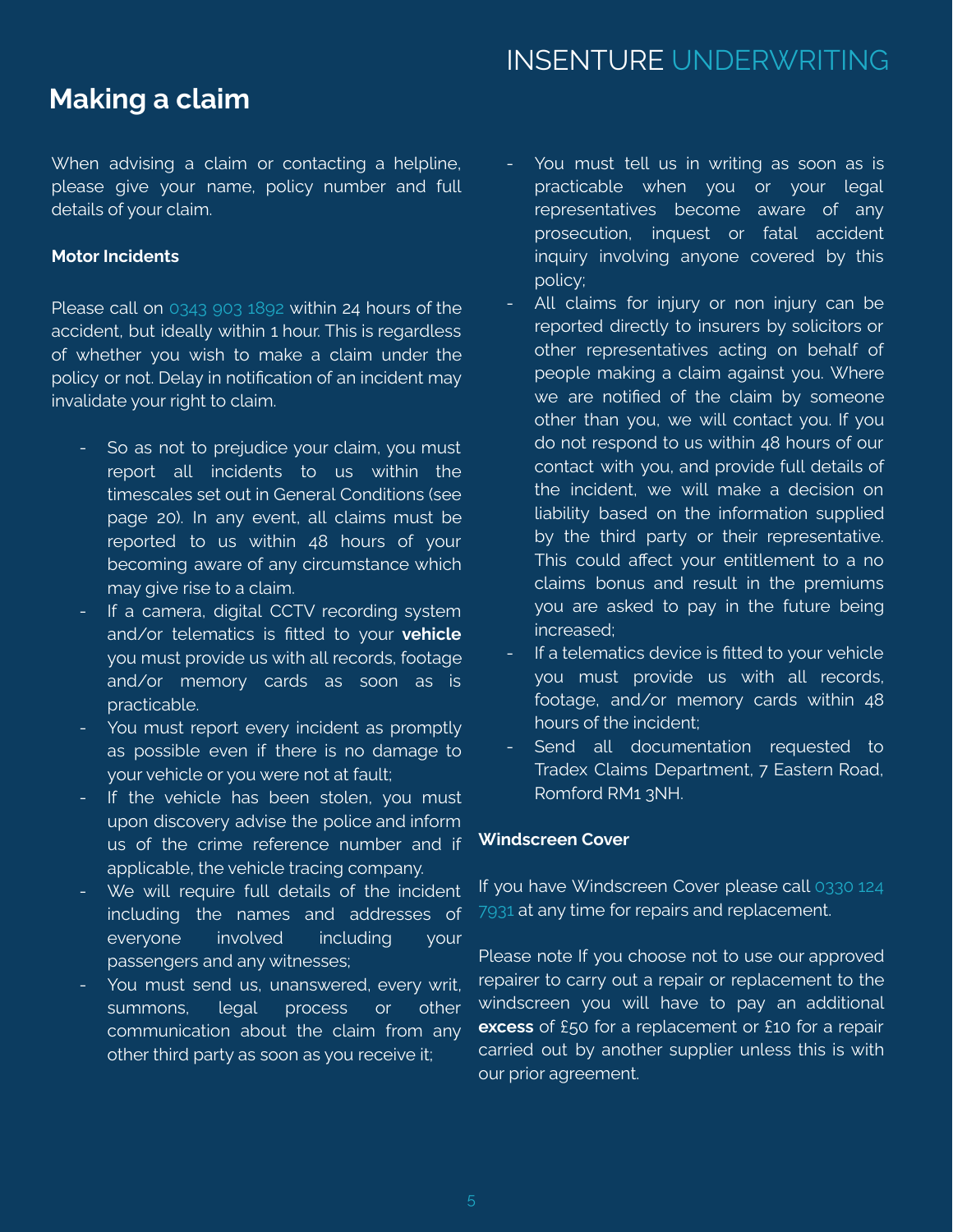## Making a claim

When advising a claim or contacting a helpline, please give your name, policy number and full details of your claim.

**Motor Incidents**

Please call on 0343 903 1892 within 24 hours of the accident, but ideally within 1 hour. This is regardless of whether you wish to make a claim under the policy or not. Delay in notification of an incident may invalidate your right to claim.

- So as not to prejudice your claim, you must report all incidents to us within the timescales set out in General Conditions (see page 20). In any event, all claims must be reported to us within 48 hours of your becoming aware of any circumstance which may give rise to a claim.
- If a camera, digital CCTV recording system and/or telematics is fitted to your **vehicle** you must provide us with all records, footage and/or memory cards as soon as is practicable.
- You must report every incident as promptly as possible even if there is no damage to your vehicle or you were not at fault;
- If the vehicle has been stolen, you must upon discovery advise the police and inform us of the crime reference number and if applicable, the vehicle tracing company.
- We will require full details of the incident including the names and addresses of everyone involved including your passengers and any witnesses;
- You must send us, unanswered, every writ, summons, legal process or other communication about the claim from any other third party as soon as you receive it;
- You must tell us in writing as soon as is practicable when you or your legal representatives become aware of any prosecution, inquest or fatal accident inquiry involving anyone covered by this policy;
- All claims for injury or non injury can be reported directly to insurers by solicitors or other representatives acting on behalf of people making a claim against you. Where we are notified of the claim by someone other than you, we will contact you. If you do not respond to us within 48 hours of our contact with you, and provide full details of the incident, we will make a decision on liability based on the information supplied by the third party or their representative. This could affect your entitlement to a no claims bonus and result in the premiums you are asked to pay in the future being increased;
- If a telematics device is fitted to your vehicle you must provide us with all records, footage, and/or memory cards within 48 hours of the incident;
- Send all documentation requested to Tradex Claims Department, 7 Eastern Road, Romford RM1 3NH.

**Windscreen Cover**

If you have Windscreen Cover please call 0330 124 7931 at any time for repairs and replacement.

Please note If you choose not to use our approved repairer to carry out a repair or replacement to the windscreen you will have to pay an additional **excess** of £50 for a replacement or £10 for a repair carried out by another supplier unless this is with our prior agreement.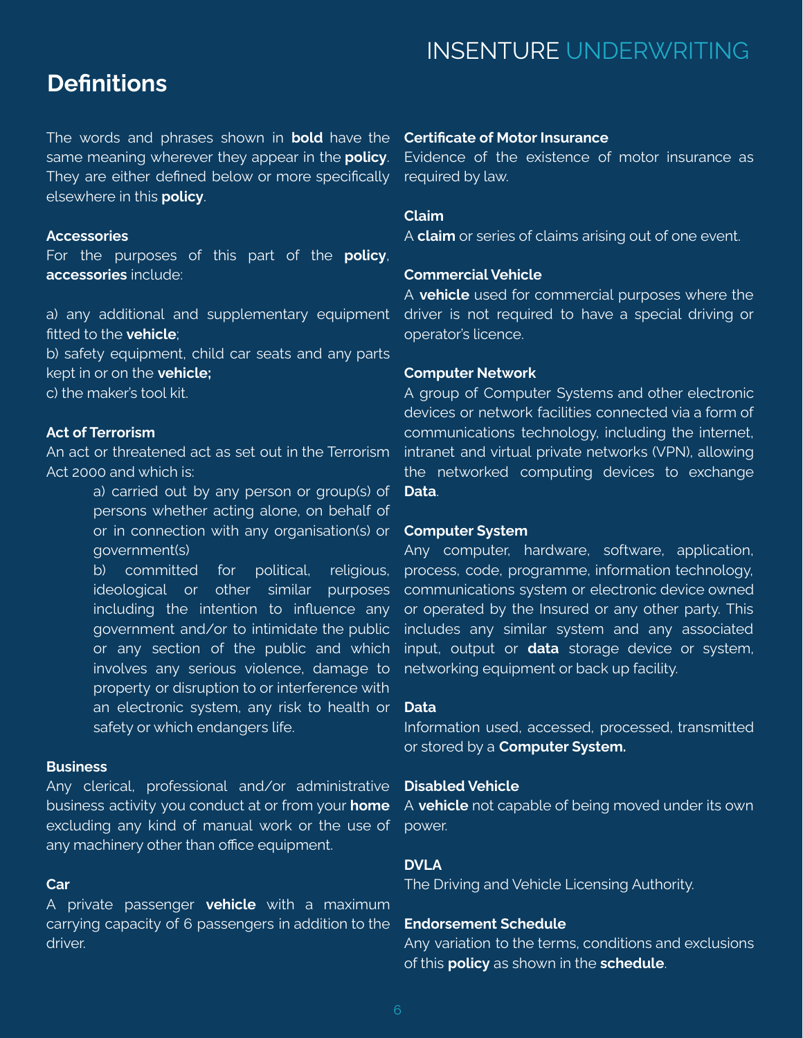## Definitions

The words and phrases shown in **bold** have the same meaning wherever they appear in the **policy**. They are either defined below or more specifically elsewhere in this **policy**.

**Accessories**

For the purposes of this part of the **policy**, **accessories** include:

a) any additional and supplementary equipment fitted to the **vehicle**;
b) safety equipment, child car seats and any parts kept in or on the **vehicle;**
c) the maker's tool kit.

**Act of Terrorism**

An act or threatened act as set out in the Terrorism Act 2000 and which is:

> a) carried out by any person or group(s) of persons whether acting alone, on behalf of or in connection with any organisation(s) or government(s)
> b) committed for political, religious, ideological or other similar purposes including the intention to influence any government and/or to intimidate the public or any section of the public and which involves any serious violence, damage to property or disruption to or interference with an electronic system, any risk to health or safety or which endangers life.

**Business**

Any clerical, professional and/or administrative business activity you conduct at or from your **home** excluding any kind of manual work or the use of any machinery other than office equipment.

**Car**

A private passenger **vehicle** with a maximum carrying capacity of 6 passengers in addition to the driver.

**Certificate of Motor Insurance**

Evidence of the existence of motor insurance as required by law.

**Claim**

A **claim** or series of claims arising out of one event.

**Commercial Vehicle**

A **vehicle** used for commercial purposes where the driver is not required to have a special driving or operator's licence.

**Computer Network**

A group of Computer Systems and other electronic devices or network facilities connected via a form of communications technology, including the internet, intranet and virtual private networks (VPN), allowing the networked computing devices to exchange **Data**.

**Computer System**

Any computer, hardware, software, application, process, code, programme, information technology, communications system or electronic device owned or operated by the Insured or any other party. This includes any similar system and any associated input, output or **data** storage device or system, networking equipment or back up facility.

**Data**

Information used, accessed, processed, transmitted or stored by a **Computer System.**

**Disabled Vehicle**

A **vehicle** not capable of being moved under its own power.

**DVLA**

The Driving and Vehicle Licensing Authority.

**Endorsement Schedule**

Any variation to the terms, conditions and exclusions of this **policy** as shown in the **schedule**.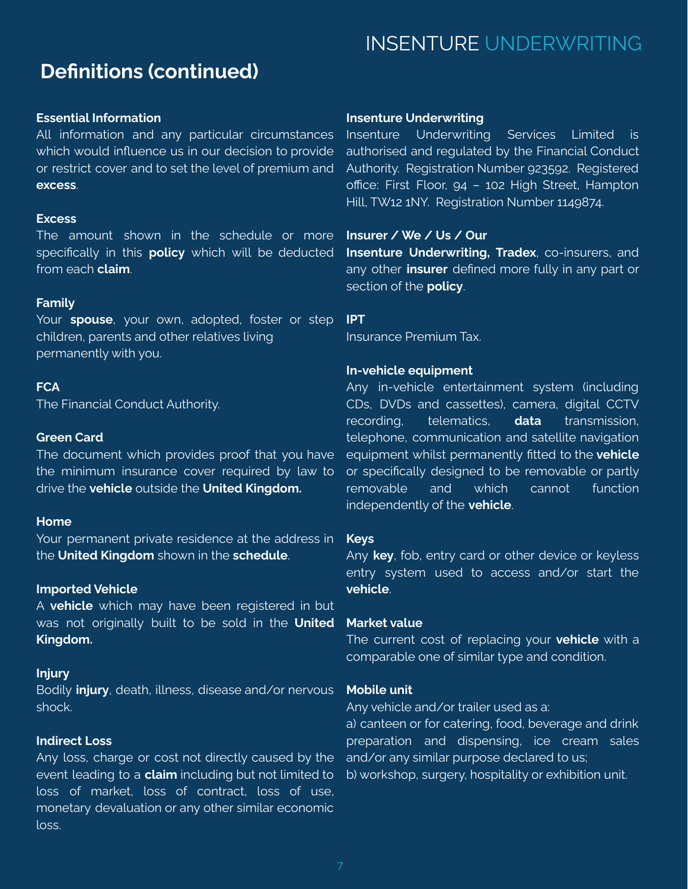## Definitions (continued)

**Essential Information**
All information and any particular circumstances which would influence us in our decision to provide or restrict cover and to set the level of premium and **excess**.

**Excess**
The amount shown in the schedule or more specifically in this **policy** which will be deducted from each **claim**.

**Family**
Your **spouse**, your own, adopted, foster or step children, parents and other relatives living permanently with you.

**FCA**
The Financial Conduct Authority.

**Green Card**
The document which provides proof that you have the minimum insurance cover required by law to drive the **vehicle** outside the **United Kingdom.**

**Home**
Your permanent private residence at the address in the **United Kingdom** shown in the **schedule**.

**Imported Vehicle**
A **vehicle** which may have been registered in but was not originally built to be sold in the **United Kingdom.**

**Injury**
Bodily **injury**, death, illness, disease and/or nervous shock.

**Indirect Loss**
Any loss, charge or cost not directly caused by the event leading to a **claim** including but not limited to loss of market, loss of contract, loss of use, monetary devaluation or any other similar economic loss.

**Insenture Underwriting**
Insenture Underwriting Services Limited is authorised and regulated by the Financial Conduct Authority. Registration Number 923592. Registered office: First Floor, 94 – 102 High Street, Hampton Hill, TW12 1NY. Registration Number 1149874.

**Insurer / We / Us / Our**
**Insenture Underwriting, Tradex**, co-insurers, and any other **insurer** defined more fully in any part or section of the **policy**.

**IPT**
Insurance Premium Tax.

**In-vehicle equipment**
Any in-vehicle entertainment system (including CDs, DVDs and cassettes), camera, digital CCTV recording, telematics, **data** transmission, telephone, communication and satellite navigation equipment whilst permanently fitted to the **vehicle** or specifically designed to be removable or partly removable and which cannot function independently of the **vehicle**.

**Keys**
Any **key**, fob, entry card or other device or keyless entry system used to access and/or start the **vehicle**.

**Market value**
The current cost of replacing your **vehicle** with a comparable one of similar type and condition.

**Mobile unit**
Any vehicle and/or trailer used as a:
a) canteen or for catering, food, beverage and drink preparation and dispensing, ice cream sales and/or any similar purpose declared to us;
b) workshop, surgery, hospitality or exhibition unit.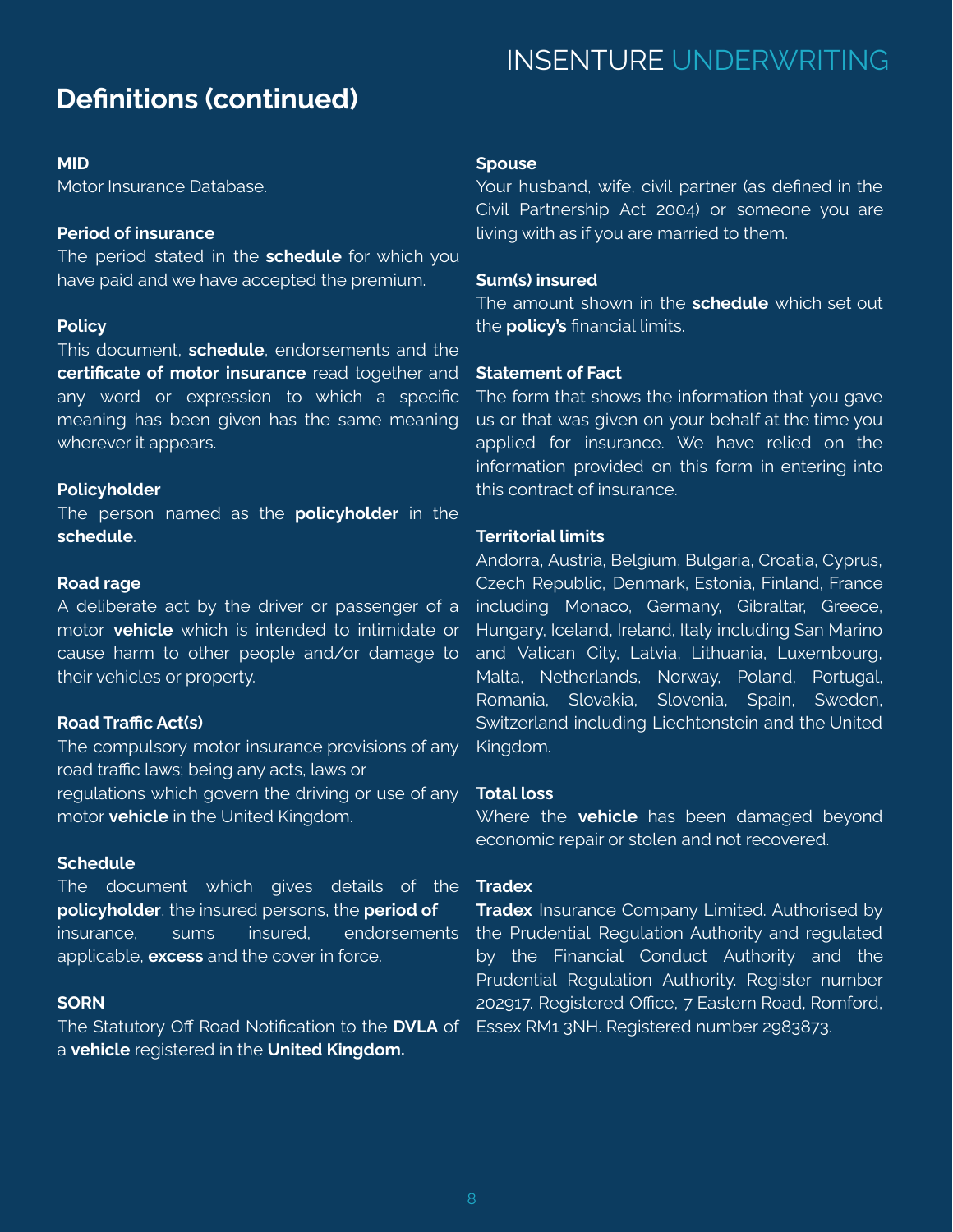## Definitions (continued)

### MID
Motor Insurance Database.

### Period of insurance
The period stated in the **schedule** for which you have paid and we have accepted the premium.

### Policy
This document, **schedule**, endorsements and the **certificate of motor insurance** read together and any word or expression to which a specific meaning has been given has the same meaning wherever it appears.

### Policyholder
The person named as the **policyholder** in the **schedule**.

### Road rage
A deliberate act by the driver or passenger of a motor **vehicle** which is intended to intimidate or cause harm to other people and/or damage to their vehicles or property.

### Road Traffic Act(s)
The compulsory motor insurance provisions of any road traffic laws; being any acts, laws or regulations which govern the driving or use of any motor **vehicle** in the United Kingdom.

### Schedule
The document which gives details of the **policyholder**, the insured persons, the **period of** insurance, sums insured, endorsements applicable, **excess** and the cover in force.

### SORN
The Statutory Off Road Notification to the **DVLA** of a **vehicle** registered in the **United Kingdom.**

### Spouse
Your husband, wife, civil partner (as defined in the Civil Partnership Act 2004) or someone you are living with as if you are married to them.

### Sum(s) insured
The amount shown in the **schedule** which set out the **policy's** financial limits.

### Statement of Fact
The form that shows the information that you gave us or that was given on your behalf at the time you applied for insurance. We have relied on the information provided on this form in entering into this contract of insurance.

### Territorial limits
Andorra, Austria, Belgium, Bulgaria, Croatia, Cyprus, Czech Republic, Denmark, Estonia, Finland, France including Monaco, Germany, Gibraltar, Greece, Hungary, Iceland, Ireland, Italy including San Marino and Vatican City, Latvia, Lithuania, Luxembourg, Malta, Netherlands, Norway, Poland, Portugal, Romania, Slovakia, Slovenia, Spain, Sweden, Switzerland including Liechtenstein and the United Kingdom.

### Total loss
Where the **vehicle** has been damaged beyond economic repair or stolen and not recovered.

### Tradex
**Tradex** Insurance Company Limited. Authorised by the Prudential Regulation Authority and regulated by the Financial Conduct Authority and the Prudential Regulation Authority. Register number 202917. Registered Office, 7 Eastern Road, Romford, Essex RM1 3NH. Registered number 2983873.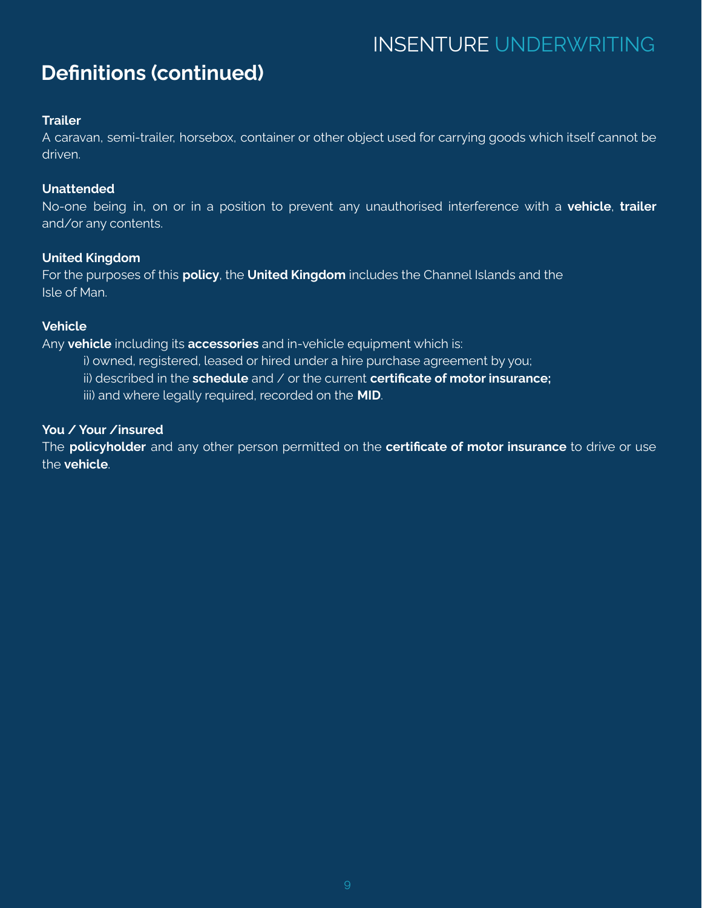## Definitions (continued)

**Trailer**

A caravan, semi-trailer, horsebox, container or other object used for carrying goods which itself cannot be driven.

**Unattended**

No-one being in, on or in a position to prevent any unauthorised interference with a **vehicle**, **trailer** and/or any contents.

**United Kingdom**

For the purposes of this **policy**, the **United Kingdom** includes the Channel Islands and the Isle of Man.

**Vehicle**

Any **vehicle** including its **accessories** and in-vehicle equipment which is:

i) owned, registered, leased or hired under a hire purchase agreement by you;

ii) described in the **schedule** and / or the current **certificate of motor insurance;**

iii) and where legally required, recorded on the **MID**.

**You / Your /insured**

The **policyholder** and any other person permitted on the **certificate of motor insurance** to drive or use the **vehicle**.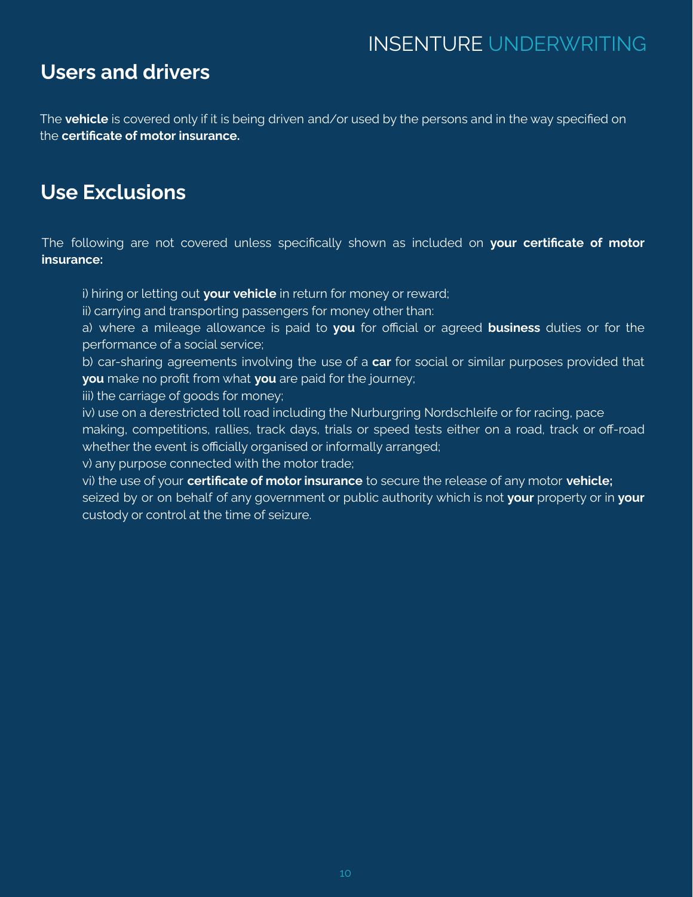## Users and drivers

The **vehicle** is covered only if it is being driven and/or used by the persons and in the way specified on the **certificate of motor insurance.**

## Use Exclusions

The following are not covered unless specifically shown as included on **your certificate of motor insurance:**

i) hiring or letting out **your vehicle** in return for money or reward;
ii) carrying and transporting passengers for money other than:
a) where a mileage allowance is paid to **you** for official or agreed **business** duties or for the performance of a social service;
b) car-sharing agreements involving the use of a **car** for social or similar purposes provided that **you** make no profit from what **you** are paid for the journey;
iii) the carriage of goods for money;
iv) use on a derestricted toll road including the Nurburgring Nordschleife or for racing, pace making, competitions, rallies, track days, trials or speed tests either on a road, track or off-road whether the event is officially organised or informally arranged;
v) any purpose connected with the motor trade;
vi) the use of your **certificate of motor insurance** to secure the release of any motor **vehicle;** seized by or on behalf of any government or public authority which is not **your** property or in **your** custody or control at the time of seizure.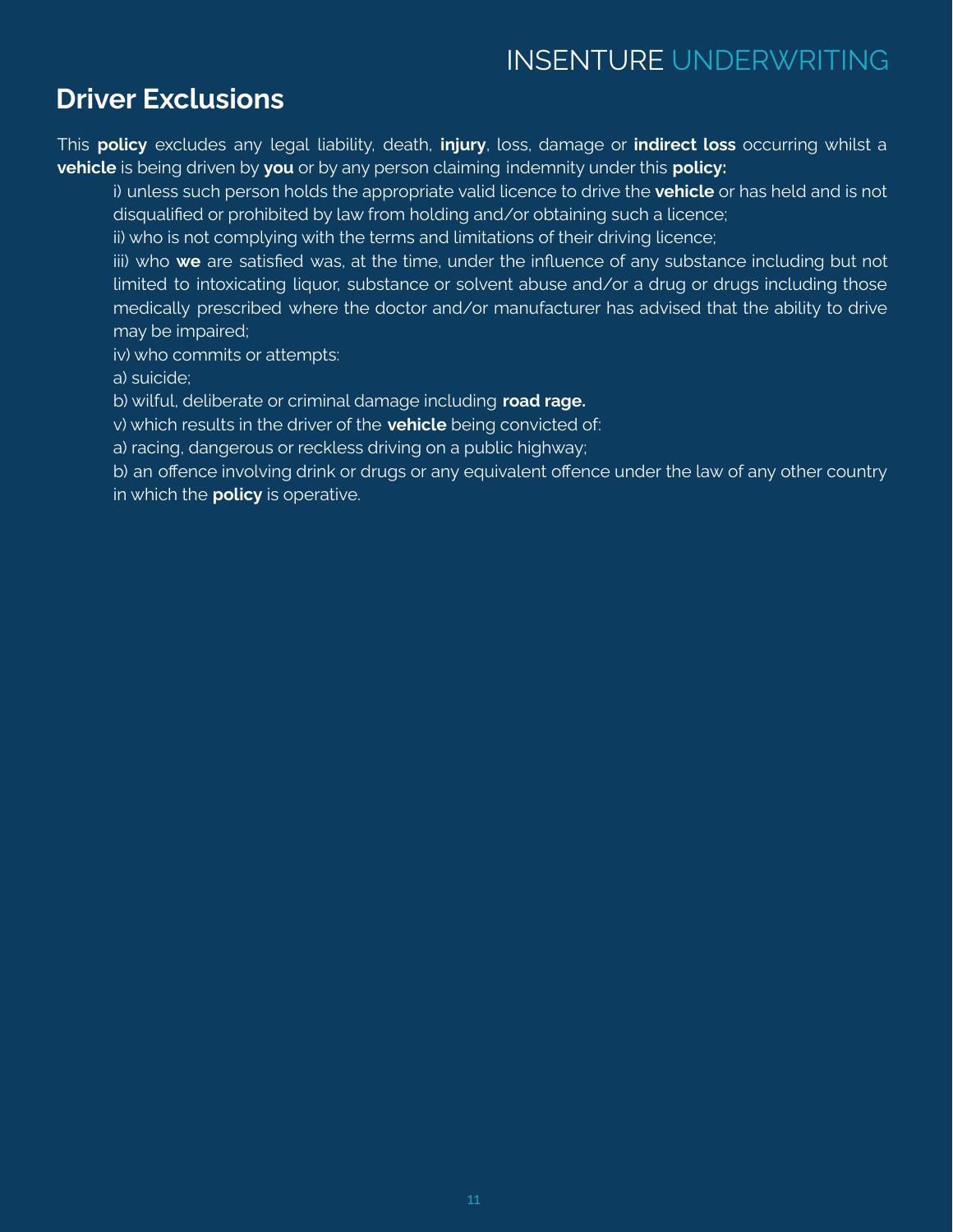## Driver Exclusions

This **policy** excludes any legal liability, death, **injury**, loss, damage or **indirect loss** occurring whilst a **vehicle** is being driven by **you** or by any person claiming indemnity under this **policy:**

i) unless such person holds the appropriate valid licence to drive the **vehicle** or has held and is not disqualified or prohibited by law from holding and/or obtaining such a licence;

ii) who is not complying with the terms and limitations of their driving licence;

iii) who **we** are satisfied was, at the time, under the influence of any substance including but not limited to intoxicating liquor, substance or solvent abuse and/or a drug or drugs including those medically prescribed where the doctor and/or manufacturer has advised that the ability to drive may be impaired;

iv) who commits or attempts:

a) suicide;

b) wilful, deliberate or criminal damage including **road rage.**

v) which results in the driver of the **vehicle** being convicted of:

a) racing, dangerous or reckless driving on a public highway;

b) an offence involving drink or drugs or any equivalent offence under the law of any other country in which the **policy** is operative.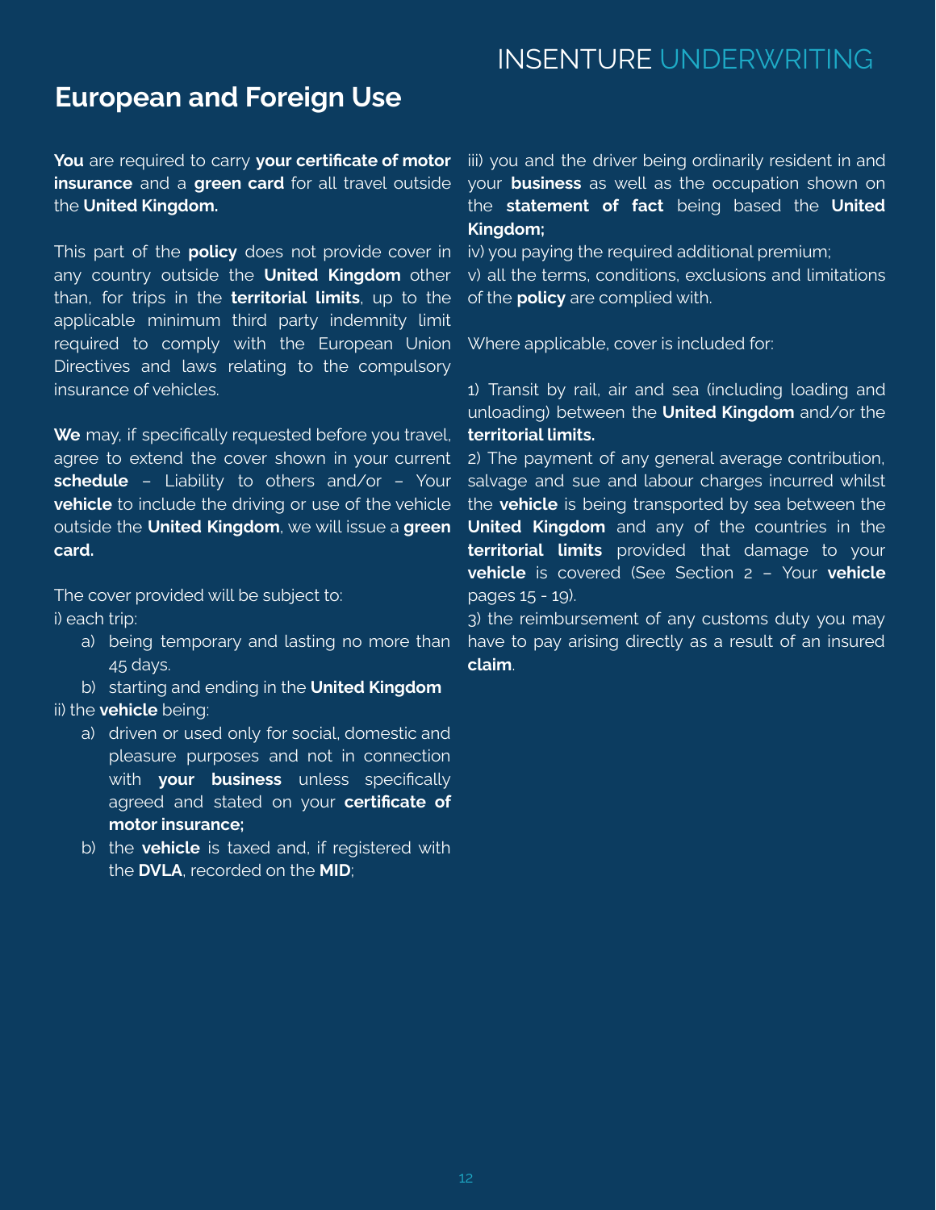## European and Foreign Use

**You** are required to carry **your certificate of motor insurance** and a **green card** for all travel outside the **United Kingdom.**

This part of the **policy** does not provide cover in any country outside the **United Kingdom** other than, for trips in the **territorial limits**, up to the applicable minimum third party indemnity limit required to comply with the European Union Directives and laws relating to the compulsory insurance of vehicles.

**We** may, if specifically requested before you travel, agree to extend the cover shown in your current **schedule** – Liability to others and/or – Your **vehicle** to include the driving or use of the vehicle outside the **United Kingdom**, we will issue a **green card.**

The cover provided will be subject to:

i) each trip:

- a) being temporary and lasting no more than 45 days.
- b) starting and ending in the **United Kingdom**

ii) the **vehicle** being:

- a) driven or used only for social, domestic and pleasure purposes and not in connection with **your business** unless specifically agreed and stated on your **certificate of motor insurance;**
- b) the **vehicle** is taxed and, if registered with the **DVLA**, recorded on the **MID**;

iii) you and the driver being ordinarily resident in and your **business** as well as the occupation shown on the **statement of fact** being based the **United Kingdom;**

iv) you paying the required additional premium;

v) all the terms, conditions, exclusions and limitations of the **policy** are complied with.

Where applicable, cover is included for:

1) Transit by rail, air and sea (including loading and unloading) between the **United Kingdom** and/or the **territorial limits.**

2) The payment of any general average contribution, salvage and sue and labour charges incurred whilst the **vehicle** is being transported by sea between the **United Kingdom** and any of the countries in the **territorial limits** provided that damage to your **vehicle** is covered (See Section 2 – Your **vehicle** pages 15 - 19).

3) the reimbursement of any customs duty you may have to pay arising directly as a result of an insured **claim**.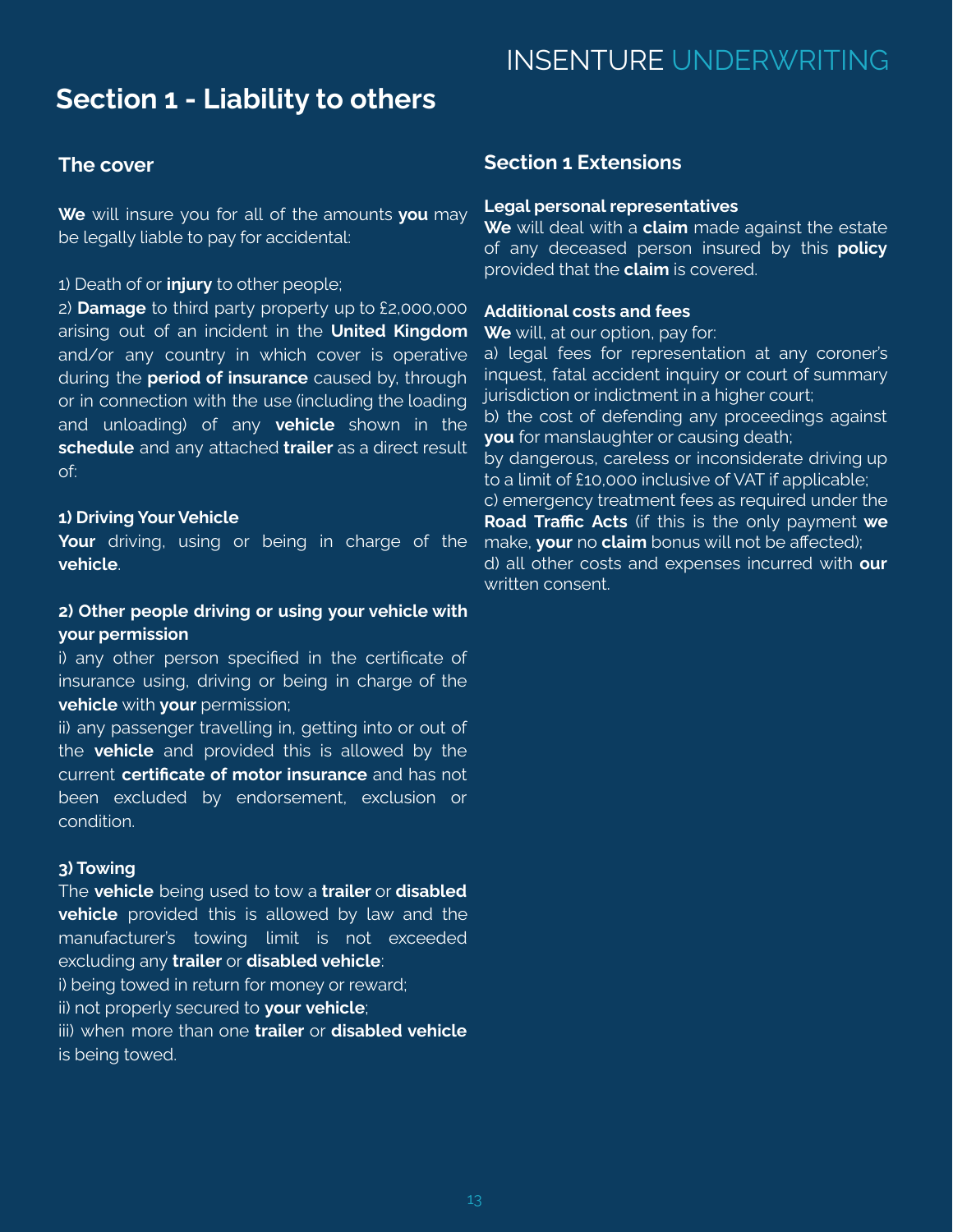## Section 1 - Liability to others

### The cover

**We** will insure you for all of the amounts **you** may be legally liable to pay for accidental:

1) Death of or **injury** to other people;
2) **Damage** to third party property up to £2,000,000 arising out of an incident in the **United Kingdom** and/or any country in which cover is operative during the **period of insurance** caused by, through or in connection with the use (including the loading and unloading) of any **vehicle** shown in the **schedule** and any attached **trailer** as a direct result of:

**1) Driving Your Vehicle**
**Your** driving, using or being in charge of the **vehicle**.

**2) Other people driving or using your vehicle with your permission**
i) any other person specified in the certificate of insurance using, driving or being in charge of the **vehicle** with **your** permission;
ii) any passenger travelling in, getting into or out of the **vehicle** and provided this is allowed by the current **certificate of motor insurance** and has not been excluded by endorsement, exclusion or condition.

**3) Towing**
The **vehicle** being used to tow a **trailer** or **disabled vehicle** provided this is allowed by law and the manufacturer's towing limit is not exceeded excluding any **trailer** or **disabled vehicle**:
i) being towed in return for money or reward;
ii) not properly secured to **your vehicle**;
iii) when more than one **trailer** or **disabled vehicle** is being towed.

### Section 1 Extensions

**Legal personal representatives**
**We** will deal with a **claim** made against the estate of any deceased person insured by this **policy** provided that the **claim** is covered.

**Additional costs and fees**
**We** will, at our option, pay for:
a) legal fees for representation at any coroner's inquest, fatal accident inquiry or court of summary jurisdiction or indictment in a higher court;
b) the cost of defending any proceedings against **you** for manslaughter or causing death;
by dangerous, careless or inconsiderate driving up to a limit of £10,000 inclusive of VAT if applicable;
c) emergency treatment fees as required under the **Road Traffic Acts** (if this is the only payment **we** make, **your** no **claim** bonus will not be affected);
d) all other costs and expenses incurred with **our** written consent.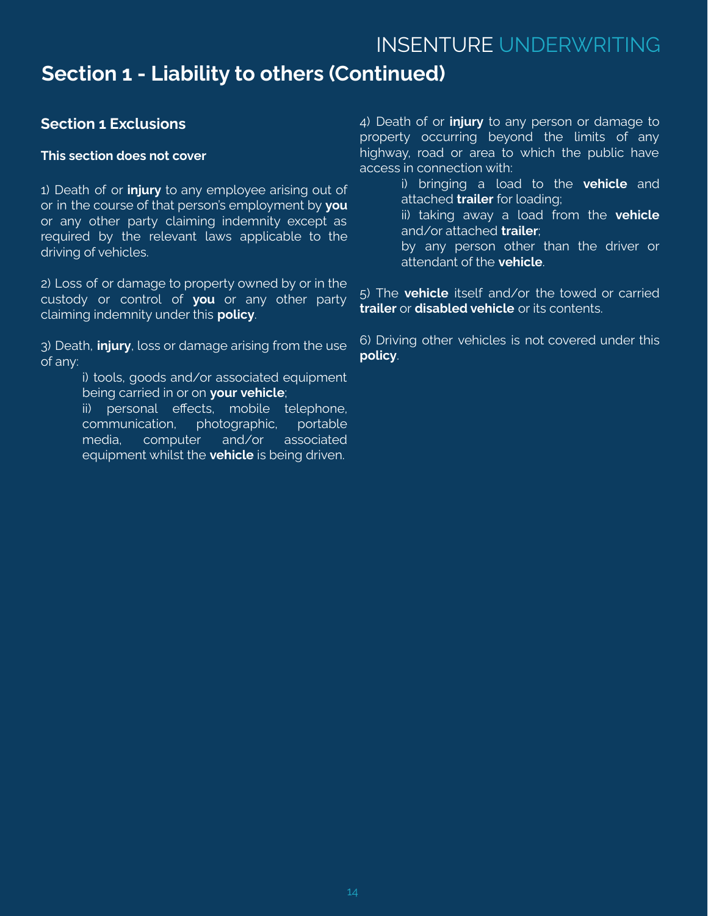## Section 1 - Liability to others (Continued)

### Section 1 Exclusions

**This section does not cover**

1) Death of or **injury** to any employee arising out of or in the course of that person's employment by **you** or any other party claiming indemnity except as required by the relevant laws applicable to the driving of vehicles.

2) Loss of or damage to property owned by or in the custody or control of **you** or any other party claiming indemnity under this **policy**.

3) Death, **injury**, loss or damage arising from the use of any:

> i) tools, goods and/or associated equipment being carried in or on **your vehicle**;
> ii) personal effects, mobile telephone, communication, photographic, portable media, computer and/or associated equipment whilst the **vehicle** is being driven.

4) Death of or **injury** to any person or damage to property occurring beyond the limits of any highway, road or area to which the public have access in connection with:

> i) bringing a load to the **vehicle** and attached **trailer** for loading;
> ii) taking away a load from the **vehicle** and/or attached **trailer**;
> by any person other than the driver or attendant of the **vehicle**.

5) The **vehicle** itself and/or the towed or carried **trailer** or **disabled vehicle** or its contents.

6) Driving other vehicles is not covered under this **policy**.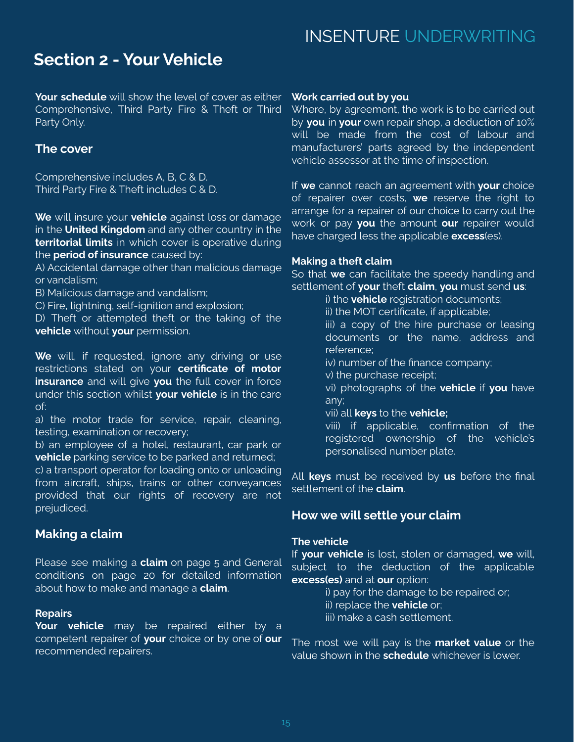# Section 2 - Your Vehicle

**Your schedule** will show the level of cover as either Comprehensive, Third Party Fire & Theft or Third Party Only.

## The cover

Comprehensive includes A, B, C & D.
Third Party Fire & Theft includes C & D.

**We** will insure your **vehicle** against loss or damage in the **United Kingdom** and any other country in the **territorial limits** in which cover is operative during the **period of insurance** caused by:

A) Accidental damage other than malicious damage or vandalism;
B) Malicious damage and vandalism;
C) Fire, lightning, self-ignition and explosion;
D) Theft or attempted theft or the taking of the **vehicle** without **your** permission.

**We** will, if requested, ignore any driving or use restrictions stated on your **certificate of motor insurance** and will give **you** the full cover in force under this section whilst **your vehicle** is in the care of:

a) the motor trade for service, repair, cleaning, testing, examination or recovery;
b) an employee of a hotel, restaurant, car park or **vehicle** parking service to be parked and returned;
c) a transport operator for loading onto or unloading from aircraft, ships, trains or other conveyances provided that our rights of recovery are not prejudiced.

## Making a claim

Please see making a **claim** on page 5 and General conditions on page 20 for detailed information about how to make and manage a **claim**.

### Repairs

**Your vehicle** may be repaired either by a competent repairer of **your** choice or by one of **our** recommended repairers.

### Work carried out by you

Where, by agreement, the work is to be carried out by **you** in **your** own repair shop, a deduction of 10% will be made from the cost of labour and manufacturers' parts agreed by the independent vehicle assessor at the time of inspection.

If **we** cannot reach an agreement with **your** choice of repairer over costs, **we** reserve the right to arrange for a repairer of our choice to carry out the work or pay **you** the amount **our** repairer would have charged less the applicable **excess**(es).

### Making a theft claim

So that **we** can facilitate the speedy handling and settlement of **your** theft **claim**, **you** must send **us**:

i) the **vehicle** registration documents;
ii) the MOT certificate, if applicable;
iii) a copy of the hire purchase or leasing documents or the name, address and reference;
iv) number of the finance company;
v) the purchase receipt;
vi) photographs of the **vehicle** if **you** have any;
vii) all **keys** to the **vehicle;**
viii) if applicable, confirmation of the registered ownership of the vehicle's personalised number plate.

All **keys** must be received by **us** before the final settlement of the **claim**.

## How we will settle your claim

### The vehicle

If **your vehicle** is lost, stolen or damaged, **we** will, subject to the deduction of the applicable **excess(es)** and at **our** option:

i) pay for the damage to be repaired or;
ii) replace the **vehicle** or;
iii) make a cash settlement.

The most we will pay is the **market value** or the value shown in the **schedule** whichever is lower.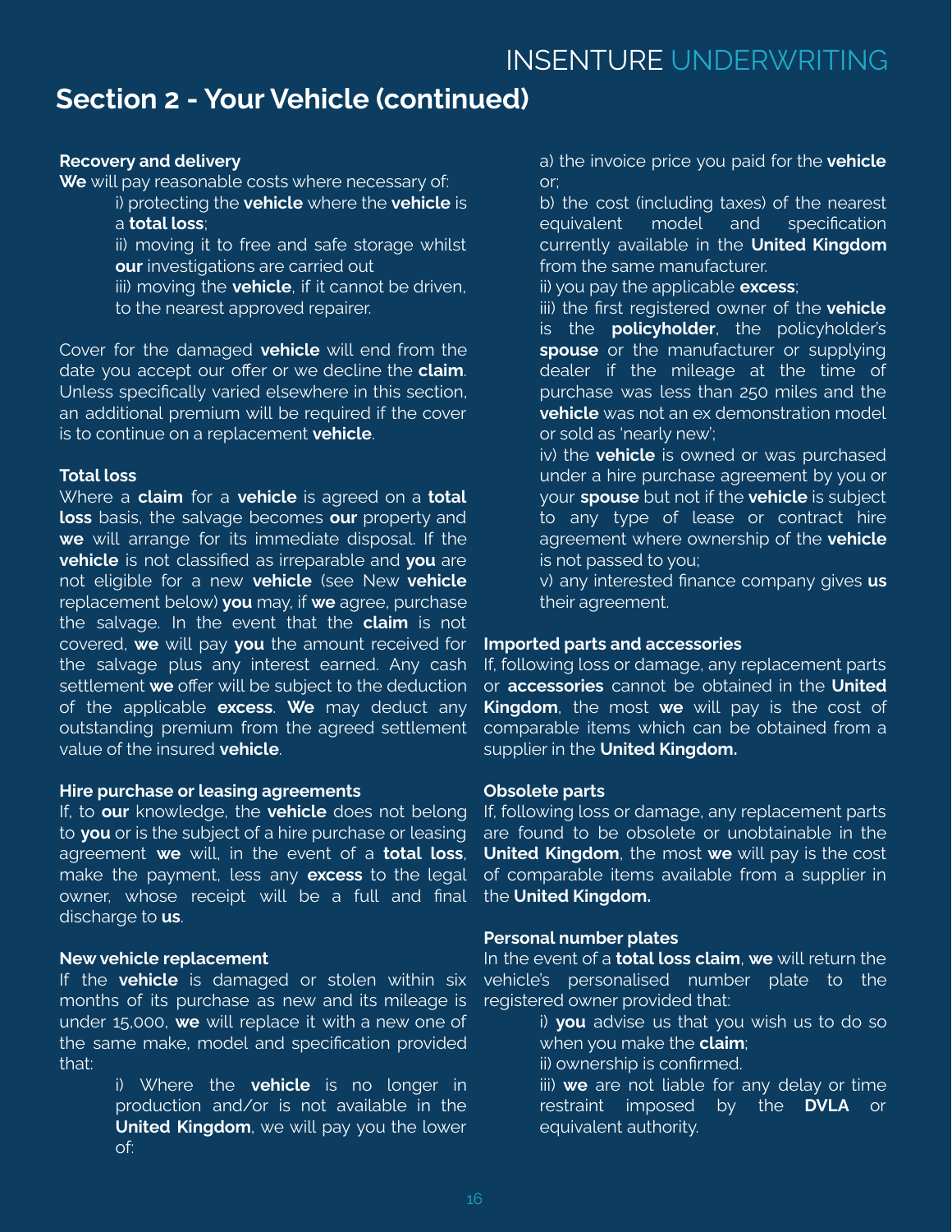## Section 2 - Your Vehicle (continued)

**Recovery and delivery**

**We** will pay reasonable costs where necessary of:

i) protecting the **vehicle** where the **vehicle** is a **total loss**;

ii) moving it to free and safe storage whilst **our** investigations are carried out

iii) moving the **vehicle**, if it cannot be driven, to the nearest approved repairer.

Cover for the damaged **vehicle** will end from the date you accept our offer or we decline the **claim**. Unless specifically varied elsewhere in this section, an additional premium will be required if the cover is to continue on a replacement **vehicle**.

**Total loss**

Where a **claim** for a **vehicle** is agreed on a **total loss** basis, the salvage becomes **our** property and **we** will arrange for its immediate disposal. If the **vehicle** is not classified as irreparable and **you** are not eligible for a new **vehicle** (see New **vehicle** replacement below) **you** may, if **we** agree, purchase the salvage. In the event that the **claim** is not covered, **we** will pay **you** the amount received for the salvage plus any interest earned. Any cash settlement **we** offer will be subject to the deduction of the applicable **excess**. **We** may deduct any outstanding premium from the agreed settlement value of the insured **vehicle**.

**Hire purchase or leasing agreements**

If, to **our** knowledge, the **vehicle** does not belong to **you** or is the subject of a hire purchase or leasing agreement **we** will, in the event of a **total loss**, make the payment, less any **excess** to the legal owner, whose receipt will be a full and final discharge to **us**.

**New vehicle replacement**

If the **vehicle** is damaged or stolen within six months of its purchase as new and its mileage is under 15,000, **we** will replace it with a new one of the same make, model and specification provided that:

i) Where the **vehicle** is no longer in production and/or is not available in the **United Kingdom**, we will pay you the lower of:

a) the invoice price you paid for the **vehicle** or;

b) the cost (including taxes) of the nearest equivalent model and specification currently available in the **United Kingdom** from the same manufacturer.

ii) you pay the applicable **excess**;

iii) the first registered owner of the **vehicle** is the **policyholder**, the policyholder's **spouse** or the manufacturer or supplying dealer if the mileage at the time of purchase was less than 250 miles and the **vehicle** was not an ex demonstration model or sold as 'nearly new';

iv) the **vehicle** is owned or was purchased under a hire purchase agreement by you or your **spouse** but not if the **vehicle** is subject to any type of lease or contract hire agreement where ownership of the **vehicle** is not passed to you;

v) any interested finance company gives **us** their agreement.

**Imported parts and accessories**

If, following loss or damage, any replacement parts or **accessories** cannot be obtained in the **United Kingdom**, the most **we** will pay is the cost of comparable items which can be obtained from a supplier in the **United Kingdom.**

**Obsolete parts**

If, following loss or damage, any replacement parts are found to be obsolete or unobtainable in the **United Kingdom**, the most **we** will pay is the cost of comparable items available from a supplier in the **United Kingdom.**

**Personal number plates**

In the event of a **total loss claim**, **we** will return the vehicle's personalised number plate to the registered owner provided that:

i) **you** advise us that you wish us to do so when you make the **claim**;

ii) ownership is confirmed.

iii) **we** are not liable for any delay or time restraint imposed by the **DVLA** or equivalent authority.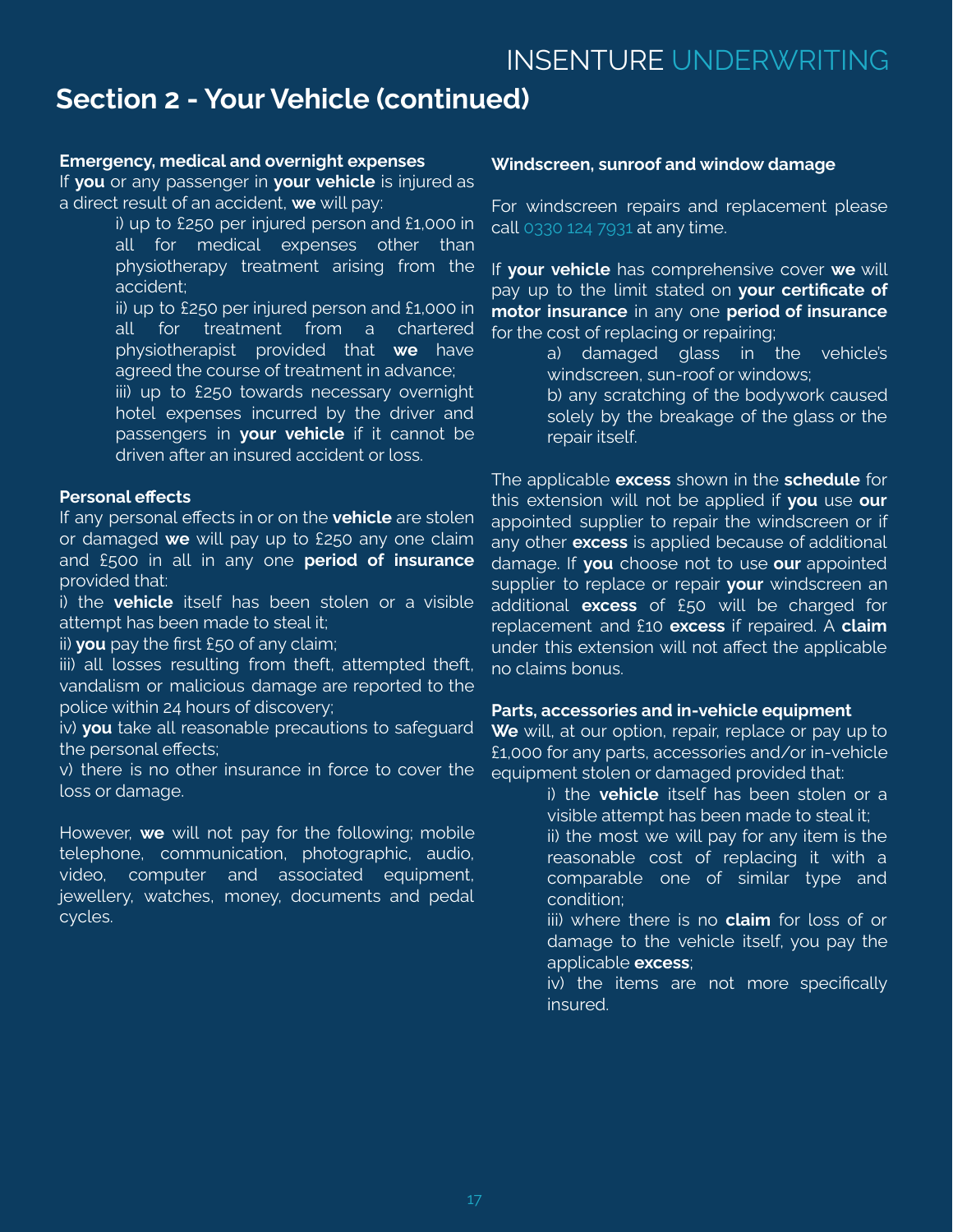## Section 2 - Your Vehicle (continued)

**Emergency, medical and overnight expenses**

If **you** or any passenger in **your vehicle** is injured as a direct result of an accident, **we** will pay:

i) up to £250 per injured person and £1,000 in all for medical expenses other than physiotherapy treatment arising from the accident;

ii) up to £250 per injured person and £1,000 in all for treatment from a chartered physiotherapist provided that **we** have agreed the course of treatment in advance;

iii) up to £250 towards necessary overnight hotel expenses incurred by the driver and passengers in **your vehicle** if it cannot be driven after an insured accident or loss.

**Personal effects**

If any personal effects in or on the **vehicle** are stolen or damaged **we** will pay up to £250 any one claim and £500 in all in any one **period of insurance** provided that:

i) the **vehicle** itself has been stolen or a visible attempt has been made to steal it;

ii) **you** pay the first £50 of any claim;

iii) all losses resulting from theft, attempted theft, vandalism or malicious damage are reported to the police within 24 hours of discovery;

iv) **you** take all reasonable precautions to safeguard the personal effects;

v) there is no other insurance in force to cover the loss or damage.

However, **we** will not pay for the following; mobile telephone, communication, photographic, audio, video, computer and associated equipment, jewellery, watches, money, documents and pedal cycles.

**Windscreen, sunroof and window damage**

For windscreen repairs and replacement please call 0330 124 7931 at any time.

If **your vehicle** has comprehensive cover **we** will pay up to the limit stated on **your certificate of motor insurance** in any one **period of insurance** for the cost of replacing or repairing;

a) damaged glass in the vehicle's windscreen, sun-roof or windows;

b) any scratching of the bodywork caused solely by the breakage of the glass or the repair itself.

The applicable **excess** shown in the **schedule** for this extension will not be applied if **you** use **our** appointed supplier to repair the windscreen or if any other **excess** is applied because of additional damage. If **you** choose not to use **our** appointed supplier to replace or repair **your** windscreen an additional **excess** of £50 will be charged for replacement and £10 **excess** if repaired. A **claim** under this extension will not affect the applicable no claims bonus.

**Parts, accessories and in-vehicle equipment**

**We** will, at our option, repair, replace or pay up to £1,000 for any parts, accessories and/or in-vehicle equipment stolen or damaged provided that:

i) the **vehicle** itself has been stolen or a visible attempt has been made to steal it;

ii) the most we will pay for any item is the reasonable cost of replacing it with a comparable one of similar type and condition;

iii) where there is no **claim** for loss of or damage to the vehicle itself, you pay the applicable **excess**;

iv) the items are not more specifically insured.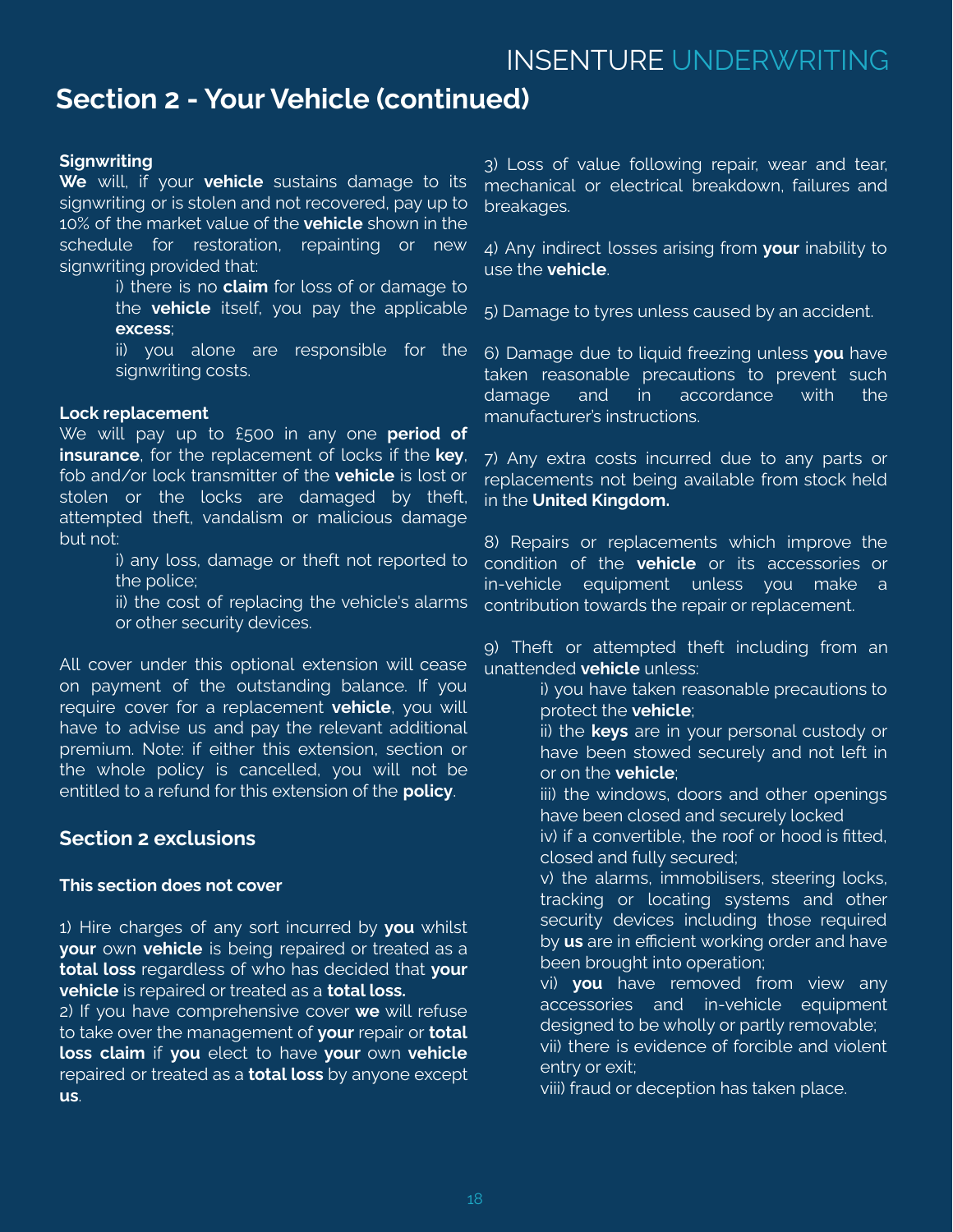## Section 2 - Your Vehicle (continued)

**Signwriting**

**We** will, if your **vehicle** sustains damage to its signwriting or is stolen and not recovered, pay up to 10% of the market value of the **vehicle** shown in the schedule for restoration, repainting or new signwriting provided that:

i) there is no **claim** for loss of or damage to the **vehicle** itself, you pay the applicable **excess**;

ii) you alone are responsible for the signwriting costs.

**Lock replacement**

We will pay up to £500 in any one **period of insurance**, for the replacement of locks if the **key**, fob and/or lock transmitter of the **vehicle** is lost or stolen or the locks are damaged by theft, attempted theft, vandalism or malicious damage but not:

i) any loss, damage or theft not reported to the police;

ii) the cost of replacing the vehicle's alarms or other security devices.

All cover under this optional extension will cease on payment of the outstanding balance. If you require cover for a replacement **vehicle**, you will have to advise us and pay the relevant additional premium. Note: if either this extension, section or the whole policy is cancelled, you will not be entitled to a refund for this extension of the **policy**.

### Section 2 exclusions

**This section does not cover**

1) Hire charges of any sort incurred by **you** whilst **your** own **vehicle** is being repaired or treated as a **total loss** regardless of who has decided that **your vehicle** is repaired or treated as a **total loss.**

2) If you have comprehensive cover **we** will refuse to take over the management of **your** repair or **total loss claim** if **you** elect to have **your** own **vehicle** repaired or treated as a **total loss** by anyone except **us**.

3) Loss of value following repair, wear and tear, mechanical or electrical breakdown, failures and breakages.

4) Any indirect losses arising from **your** inability to use the **vehicle**.

5) Damage to tyres unless caused by an accident.

6) Damage due to liquid freezing unless **you** have taken reasonable precautions to prevent such damage and in accordance with the manufacturer's instructions.

7) Any extra costs incurred due to any parts or replacements not being available from stock held in the **United Kingdom.**

8) Repairs or replacements which improve the condition of the **vehicle** or its accessories or in-vehicle equipment unless you make a contribution towards the repair or replacement.

9) Theft or attempted theft including from an unattended **vehicle** unless:

i) you have taken reasonable precautions to protect the **vehicle**;

ii) the **keys** are in your personal custody or have been stowed securely and not left in or on the **vehicle**;

iii) the windows, doors and other openings have been closed and securely locked

iv) if a convertible, the roof or hood is fitted, closed and fully secured;

v) the alarms, immobilisers, steering locks, tracking or locating systems and other security devices including those required by **us** are in efficient working order and have been brought into operation;

vi) **you** have removed from view any accessories and in-vehicle equipment designed to be wholly or partly removable;

vii) there is evidence of forcible and violent entry or exit;

viii) fraud or deception has taken place.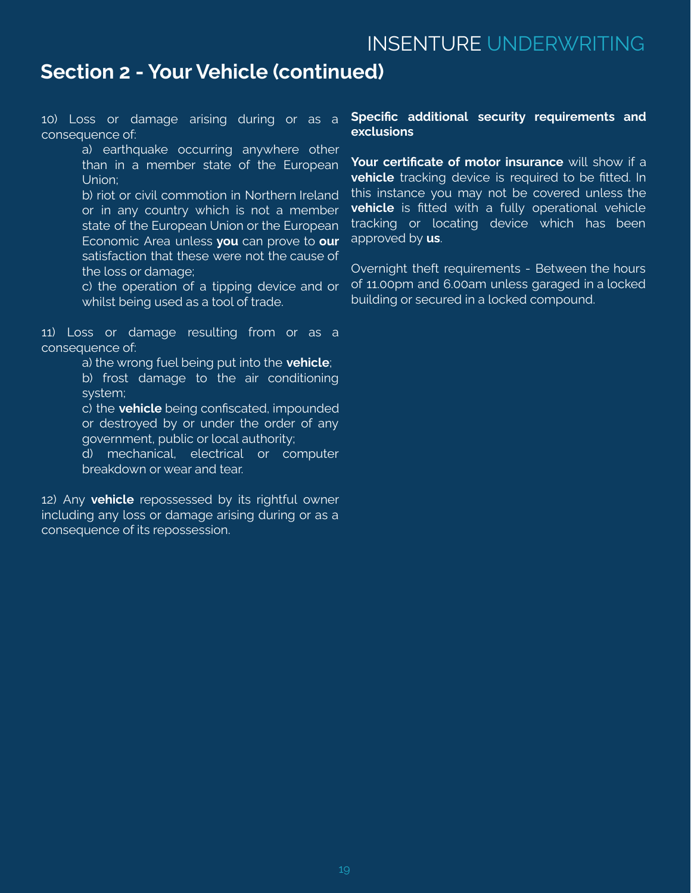## Section 2 - Your Vehicle (continued)

10) Loss or damage arising during or as a consequence of:

a) earthquake occurring anywhere other than in a member state of the European Union;

b) riot or civil commotion in Northern Ireland or in any country which is not a member state of the European Union or the European Economic Area unless **you** can prove to **our** satisfaction that these were not the cause of the loss or damage;

c) the operation of a tipping device and or whilst being used as a tool of trade.

11) Loss or damage resulting from or as a consequence of:

a) the wrong fuel being put into the **vehicle**;

b) frost damage to the air conditioning system;

c) the **vehicle** being confiscated, impounded or destroyed by or under the order of any government, public or local authority;

d) mechanical, electrical or computer breakdown or wear and tear.

12) Any **vehicle** repossessed by its rightful owner including any loss or damage arising during or as a consequence of its repossession.

**Specific additional security requirements and exclusions**

**Your certificate of motor insurance** will show if a **vehicle** tracking device is required to be fitted. In this instance you may not be covered unless the **vehicle** is fitted with a fully operational vehicle tracking or locating device which has been approved by **us**.

Overnight theft requirements - Between the hours of 11.00pm and 6.00am unless garaged in a locked building or secured in a locked compound.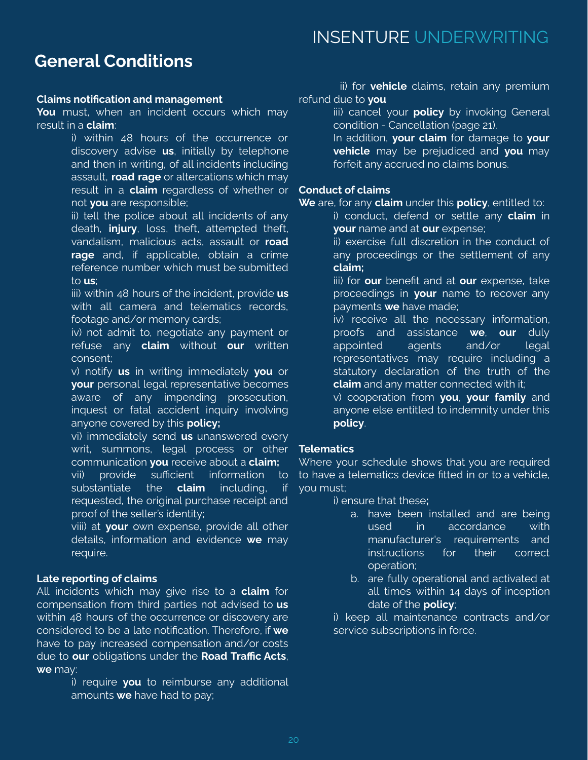## General Conditions

**Claims notification and management**

**You** must, when an incident occurs which may result in a **claim**:

i) within 48 hours of the occurrence or discovery advise **us**, initially by telephone and then in writing, of all incidents including assault, **road rage** or altercations which may result in a **claim** regardless of whether or not **you** are responsible;

ii) tell the police about all incidents of any death, **injury**, loss, theft, attempted theft, vandalism, malicious acts, assault or **road rage** and, if applicable, obtain a crime reference number which must be submitted to **us**;

iii) within 48 hours of the incident, provide **us** with all camera and telematics records, footage and/or memory cards;

iv) not admit to, negotiate any payment or refuse any **claim** without **our** written consent;

v) notify **us** in writing immediately **you** or **your** personal legal representative becomes aware of any impending prosecution, inquest or fatal accident inquiry involving anyone covered by this **policy;**

vi) immediately send **us** unanswered every writ, summons, legal process or other communication **you** receive about a **claim;**

vii) provide sufficient information to substantiate the **claim** including, if requested, the original purchase receipt and proof of the seller's identity;

viii) at **your** own expense, provide all other details, information and evidence **we** may require.

**Late reporting of claims**

All incidents which may give rise to a **claim** for compensation from third parties not advised to **us** within 48 hours of the occurrence or discovery are considered to be a late notification. Therefore, if **we** have to pay increased compensation and/or costs due to **our** obligations under the **Road Traffic Acts**, **we** may:

i) require **you** to reimburse any additional amounts **we** have had to pay;

ii) for **vehicle** claims, retain any premium refund due to **you**

iii) cancel your **policy** by invoking General condition - Cancellation (page 21).

In addition, **your claim** for damage to **your vehicle** may be prejudiced and **you** may forfeit any accrued no claims bonus.

**Conduct of claims**

**We** are, for any **claim** under this **policy**, entitled to:

i) conduct, defend or settle any **claim** in **your** name and at **our** expense;

ii) exercise full discretion in the conduct of any proceedings or the settlement of any **claim;**

iii) for **our** benefit and at **our** expense, take proceedings in **your** name to recover any payments **we** have made;

iv) receive all the necessary information, proofs and assistance **we**, **our** duly appointed agents and/or legal representatives may require including a statutory declaration of the truth of the **claim** and any matter connected with it;

v) cooperation from **you**, **your family** and anyone else entitled to indemnity under this **policy**.

**Telematics**

Where your schedule shows that you are required to have a telematics device fitted in or to a vehicle, you must;

i) ensure that these**;**

a. have been installed and are being used in accordance with manufacturer's requirements and instructions for their correct operation;
b. are fully operational and activated at all times within 14 days of inception date of the **policy**;

i) keep all maintenance contracts and/or service subscriptions in force.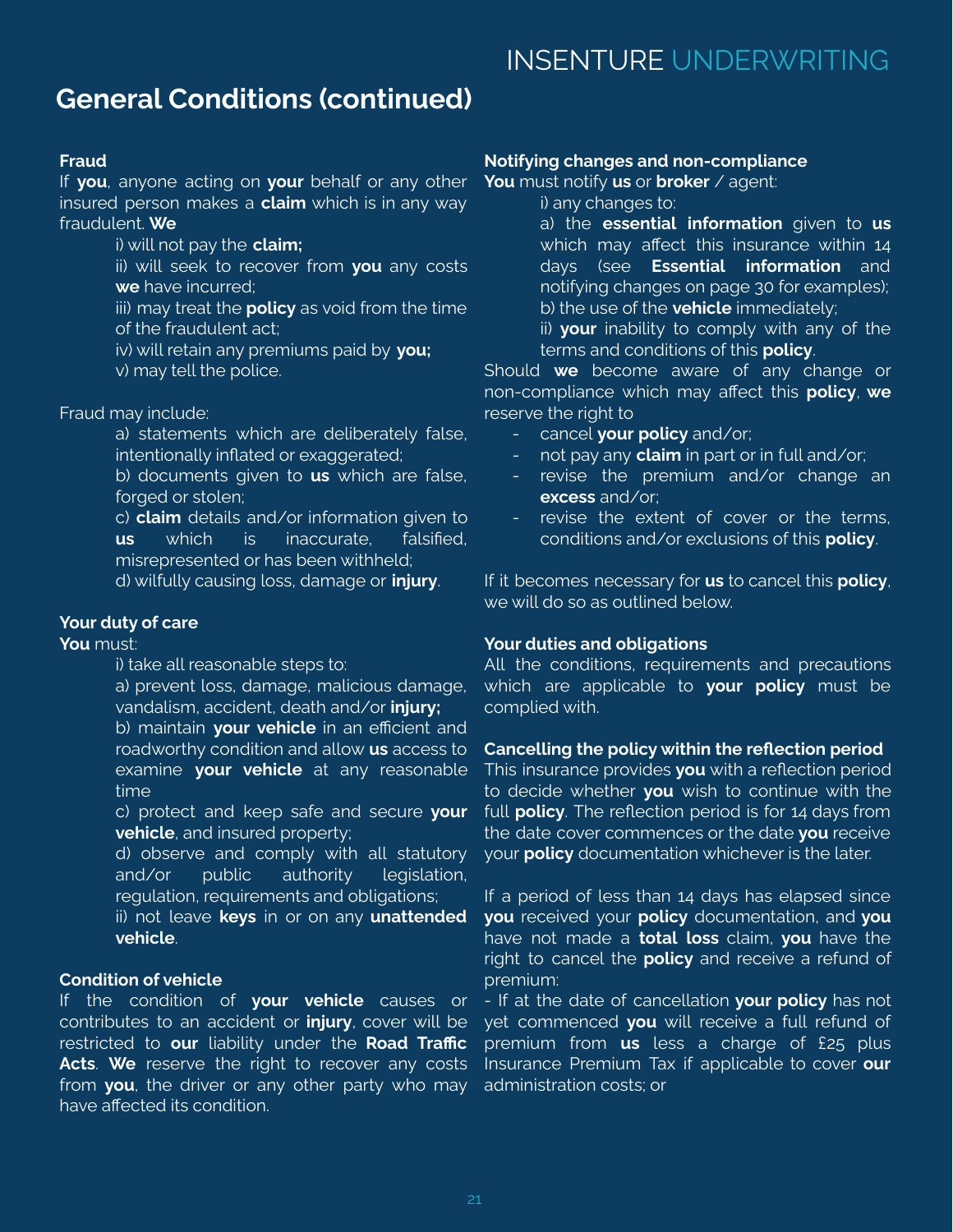## General Conditions (continued)

**Fraud**

If **you**, anyone acting on **your** behalf or any other insured person makes a **claim** which is in any way fraudulent. **We**

i) will not pay the **claim;**

ii) will seek to recover from **you** any costs **we** have incurred;

iii) may treat the **policy** as void from the time of the fraudulent act;

iv) will retain any premiums paid by **you;**

v) may tell the police.

Fraud may include:

a) statements which are deliberately false, intentionally inflated or exaggerated;

b) documents given to **us** which are false, forged or stolen;

c) **claim** details and/or information given to **us** which is inaccurate, falsified, misrepresented or has been withheld;

d) wilfully causing loss, damage or **injury**.

**Your duty of care**

**You** must:

i) take all reasonable steps to:

a) prevent loss, damage, malicious damage, vandalism, accident, death and/or **injury;**

b) maintain **your vehicle** in an efficient and roadworthy condition and allow **us** access to examine **your vehicle** at any reasonable time

c) protect and keep safe and secure **your vehicle**, and insured property;

d) observe and comply with all statutory and/or public authority legislation, regulation, requirements and obligations;

ii) not leave **keys** in or on any **unattended vehicle**.

**Condition of vehicle**

If the condition of **your vehicle** causes or contributes to an accident or **injury**, cover will be restricted to **our** liability under the **Road Traffic Acts**. **We** reserve the right to recover any costs from **you**, the driver or any other party who may have affected its condition.

**Notifying changes and non-compliance**

**You** must notify **us** or **broker** / agent:

i) any changes to:

a) the **essential information** given to **us** which may affect this insurance within 14 days (see **Essential information** and notifying changes on page 30 for examples);

b) the use of the **vehicle** immediately;

ii) **your** inability to comply with any of the terms and conditions of this **policy**.

Should **we** become aware of any change or non-compliance which may affect this **policy**, **we** reserve the right to

- cancel **your policy** and/or;
- not pay any **claim** in part or in full and/or;
- revise the premium and/or change an **excess** and/or;
- revise the extent of cover or the terms, conditions and/or exclusions of this **policy**.

If it becomes necessary for **us** to cancel this **policy**, we will do so as outlined below.

**Your duties and obligations**

All the conditions, requirements and precautions which are applicable to **your policy** must be complied with.

**Cancelling the policy within the reflection period**

This insurance provides **you** with a reflection period to decide whether **you** wish to continue with the full **policy**. The reflection period is for 14 days from the date cover commences or the date **you** receive your **policy** documentation whichever is the later.

If a period of less than 14 days has elapsed since **you** received your **policy** documentation, and **you** have not made a **total loss** claim, **you** have the right to cancel the **policy** and receive a refund of premium:

- If at the date of cancellation **your policy** has not yet commenced **you** will receive a full refund of premium from **us** less a charge of £25 plus Insurance Premium Tax if applicable to cover **our** administration costs; or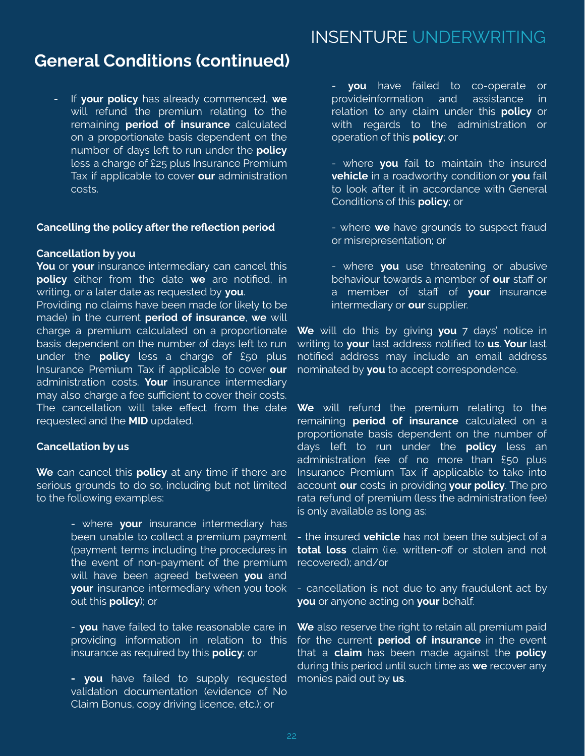## General Conditions (continued)

- If **your policy** has already commenced, **we** will refund the premium relating to the remaining **period of insurance** calculated on a proportionate basis dependent on the number of days left to run under the **policy** less a charge of £25 plus Insurance Premium Tax if applicable to cover **our** administration costs.

**Cancelling the policy after the reflection period**

**Cancellation by you**

**You** or **your** insurance intermediary can cancel this **policy** either from the date **we** are notified, in writing, or a later date as requested by **you**.

Providing no claims have been made (or likely to be made) in the current **period of insurance**, **we** will charge a premium calculated on a proportionate basis dependent on the number of days left to run under the **policy** less a charge of £50 plus Insurance Premium Tax if applicable to cover **our** administration costs. **Your** insurance intermediary may also charge a fee sufficient to cover their costs. The cancellation will take effect from the date requested and the **MID** updated.

**Cancellation by us**

**We** can cancel this **policy** at any time if there are serious grounds to do so, including but not limited to the following examples:

- where **your** insurance intermediary has been unable to collect a premium payment (payment terms including the procedures in the event of non-payment of the premium will have been agreed between **you** and **your** insurance intermediary when you took out this **policy**); or
- **you** have failed to take reasonable care in providing information in relation to this insurance as required by this **policy**; or
- **you** have failed to supply requested validation documentation (evidence of No Claim Bonus, copy driving licence, etc.); or
- **you** have failed to co-operate or provideinformation and assistance in relation to any claim under this **policy** or with regards to the administration or operation of this **policy**; or
- where **you** fail to maintain the insured **vehicle** in a roadworthy condition or **you** fail to look after it in accordance with General Conditions of this **policy**; or
- where **we** have grounds to suspect fraud or misrepresentation; or
- where **you** use threatening or abusive behaviour towards a member of **our** staff or a member of staff of **your** insurance intermediary or **our** supplier.

**We** will do this by giving **you** 7 days' notice in writing to **your** last address notified to **us**. **Your** last notified address may include an email address nominated by **you** to accept correspondence.

**We** will refund the premium relating to the remaining **period of insurance** calculated on a proportionate basis dependent on the number of days left to run under the **policy** less an administration fee of no more than £50 plus Insurance Premium Tax if applicable to take into account **our** costs in providing **your policy**. The pro rata refund of premium (less the administration fee) is only available as long as:

- the insured **vehicle** has not been the subject of a **total loss** claim (i.e. written-off or stolen and not recovered); and/or

- cancellation is not due to any fraudulent act by **you** or anyone acting on **your** behalf.

**We** also reserve the right to retain all premium paid for the current **period of insurance** in the event that a **claim** has been made against the **policy** during this period until such time as **we** recover any monies paid out by **us**.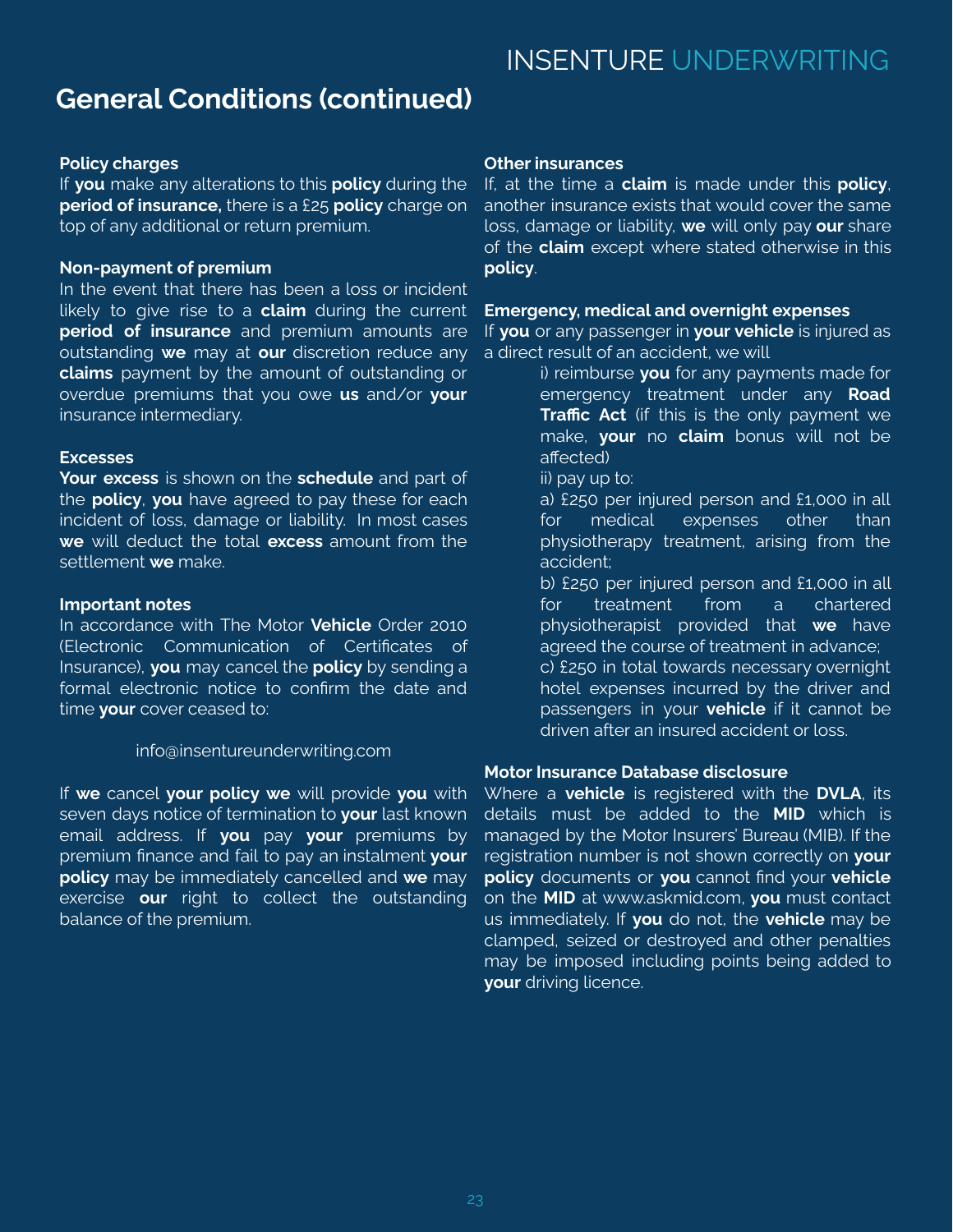## General Conditions (continued)

### Policy charges

If **you** make any alterations to this **policy** during the **period of insurance,** there is a £25 **policy** charge on top of any additional or return premium.

### Non-payment of premium

In the event that there has been a loss or incident likely to give rise to a **claim** during the current **period of insurance** and premium amounts are outstanding **we** may at **our** discretion reduce any **claims** payment by the amount of outstanding or overdue premiums that you owe **us** and/or **your** insurance intermediary.

### Excesses

**Your excess** is shown on the **schedule** and part of the **policy**, **you** have agreed to pay these for each incident of loss, damage or liability. In most cases **we** will deduct the total **excess** amount from the settlement **we** make.

### Important notes

In accordance with The Motor **Vehicle** Order 2010 (Electronic Communication of Certificates of Insurance), **you** may cancel the **policy** by sending a formal electronic notice to confirm the date and time **your** cover ceased to:

info@insentureunderwriting.com

If **we** cancel **your policy we** will provide **you** with seven days notice of termination to **your** last known email address. If **you** pay **your** premiums by premium finance and fail to pay an instalment **your policy** may be immediately cancelled and **we** may exercise **our** right to collect the outstanding balance of the premium.

### Other insurances

If, at the time a **claim** is made under this **policy**, another insurance exists that would cover the same loss, damage or liability, **we** will only pay **our** share of the **claim** except where stated otherwise in this **policy**.

### Emergency, medical and overnight expenses

If **you** or any passenger in **your vehicle** is injured as a direct result of an accident, we will

i) reimburse **you** for any payments made for emergency treatment under any **Road Traffic Act** (if this is the only payment we make, **your** no **claim** bonus will not be affected)

ii) pay up to:

a) £250 per injured person and £1,000 in all for medical expenses other than physiotherapy treatment, arising from the accident;

b) £250 per injured person and £1,000 in all for treatment from a chartered physiotherapist provided that **we** have agreed the course of treatment in advance;

c) £250 in total towards necessary overnight hotel expenses incurred by the driver and passengers in your **vehicle** if it cannot be driven after an insured accident or loss.

### Motor Insurance Database disclosure

Where a **vehicle** is registered with the **DVLA**, its details must be added to the **MID** which is managed by the Motor Insurers' Bureau (MIB). If the registration number is not shown correctly on **your policy** documents or **you** cannot find your **vehicle** on the **MID** at www.askmid.com, **you** must contact us immediately. If **you** do not, the **vehicle** may be clamped, seized or destroyed and other penalties may be imposed including points being added to **your** driving licence.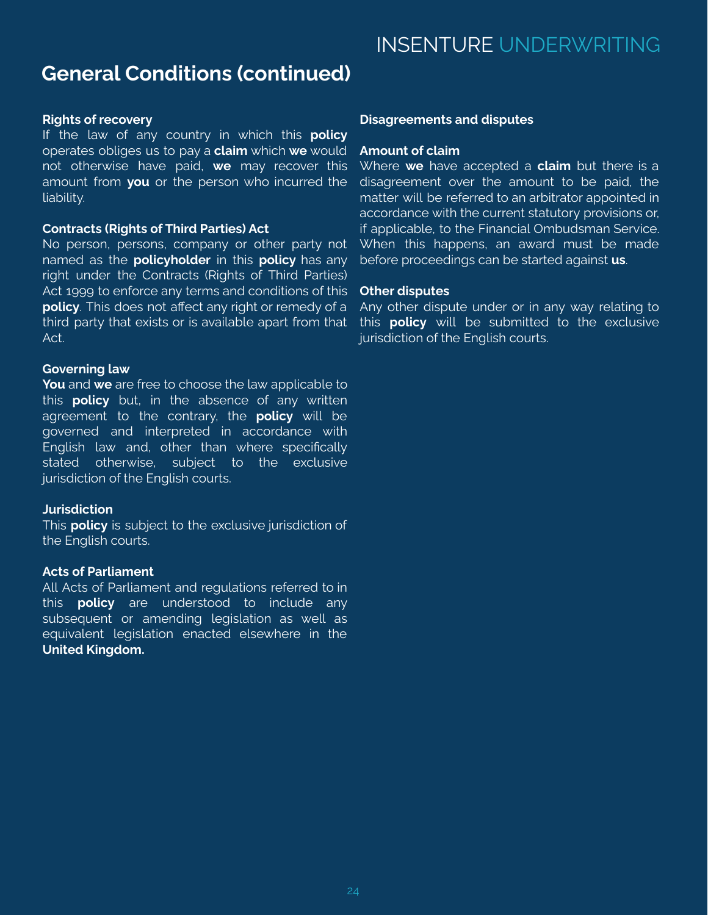## General Conditions (continued)

**Rights of recovery**

If the law of any country in which this **policy** operates obliges us to pay a **claim** which **we** would not otherwise have paid, **we** may recover this amount from **you** or the person who incurred the liability.

**Contracts (Rights of Third Parties) Act**

No person, persons, company or other party not named as the **policyholder** in this **policy** has any right under the Contracts (Rights of Third Parties) Act 1999 to enforce any terms and conditions of this **policy**. This does not affect any right or remedy of a third party that exists or is available apart from that Act.

**Governing law**

**You** and **we** are free to choose the law applicable to this **policy** but, in the absence of any written agreement to the contrary, the **policy** will be governed and interpreted in accordance with English law and, other than where specifically stated otherwise, subject to the exclusive jurisdiction of the English courts.

**Jurisdiction**

This **policy** is subject to the exclusive jurisdiction of the English courts.

**Acts of Parliament**

All Acts of Parliament and regulations referred to in this **policy** are understood to include any subsequent or amending legislation as well as equivalent legislation enacted elsewhere in the **United Kingdom.**

**Disagreements and disputes**

**Amount of claim**

Where **we** have accepted a **claim** but there is a disagreement over the amount to be paid, the matter will be referred to an arbitrator appointed in accordance with the current statutory provisions or, if applicable, to the Financial Ombudsman Service. When this happens, an award must be made before proceedings can be started against **us**.

**Other disputes**

Any other dispute under or in any way relating to this **policy** will be submitted to the exclusive jurisdiction of the English courts.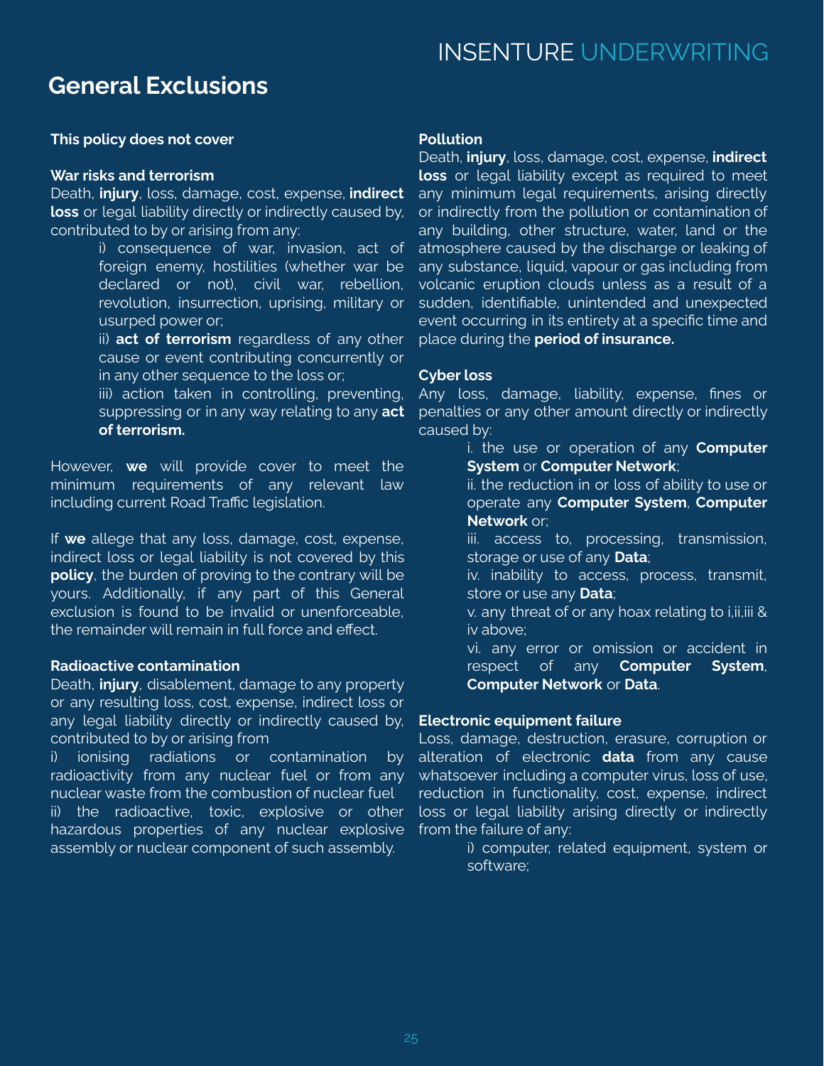## General Exclusions

**This policy does not cover**

**War risks and terrorism**

Death, **injury**, loss, damage, cost, expense, **indirect loss** or legal liability directly or indirectly caused by, contributed to by or arising from any:

i) consequence of war, invasion, act of foreign enemy, hostilities (whether war be declared or not), civil war, rebellion, revolution, insurrection, uprising, military or usurped power or;

ii) **act of terrorism** regardless of any other cause or event contributing concurrently or in any other sequence to the loss or;

iii) action taken in controlling, preventing, suppressing or in any way relating to any **act of terrorism.**

However, **we** will provide cover to meet the minimum requirements of any relevant law including current Road Traffic legislation.

If **we** allege that any loss, damage, cost, expense, indirect loss or legal liability is not covered by this **policy**, the burden of proving to the contrary will be yours. Additionally, if any part of this General exclusion is found to be invalid or unenforceable, the remainder will remain in full force and effect.

**Radioactive contamination**

Death, **injury**, disablement, damage to any property or any resulting loss, cost, expense, indirect loss or any legal liability directly or indirectly caused by, contributed to by or arising from

i) ionising radiations or contamination by radioactivity from any nuclear fuel or from any nuclear waste from the combustion of nuclear fuel

ii) the radioactive, toxic, explosive or other hazardous properties of any nuclear explosive assembly or nuclear component of such assembly.

**Pollution**

Death, **injury**, loss, damage, cost, expense, **indirect loss** or legal liability except as required to meet any minimum legal requirements, arising directly or indirectly from the pollution or contamination of any building, other structure, water, land or the atmosphere caused by the discharge or leaking of any substance, liquid, vapour or gas including from volcanic eruption clouds unless as a result of a sudden, identifiable, unintended and unexpected event occurring in its entirety at a specific time and place during the **period of insurance.**

**Cyber loss**

Any loss, damage, liability, expense, fines or penalties or any other amount directly or indirectly caused by:

i. the use or operation of any **Computer System** or **Computer Network**;

ii. the reduction in or loss of ability to use or operate any **Computer System**, **Computer Network** or;

iii. access to, processing, transmission, storage or use of any **Data**;

iv. inability to access, process, transmit, store or use any **Data**;

v. any threat of or any hoax relating to i,ii,iii & iv above;

vi. any error or omission or accident in respect of any **Computer System**, **Computer Network** or **Data**.

**Electronic equipment failure**

Loss, damage, destruction, erasure, corruption or alteration of electronic **data** from any cause whatsoever including a computer virus, loss of use, reduction in functionality, cost, expense, indirect loss or legal liability arising directly or indirectly from the failure of any:

i) computer, related equipment, system or software;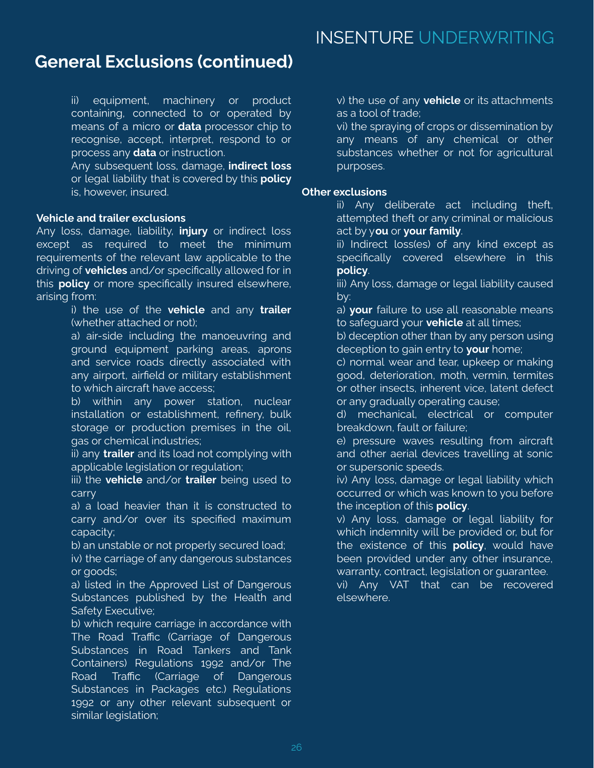## General Exclusions (continued)

ii) equipment, machinery or product containing, connected to or operated by means of a micro or **data** processor chip to recognise, accept, interpret, respond to or process any **data** or instruction.

Any subsequent loss, damage, **indirect loss** or legal liability that is covered by this **policy** is, however, insured.

**Vehicle and trailer exclusions**

Any loss, damage, liability, **injury** or indirect loss except as required to meet the minimum requirements of the relevant law applicable to the driving of **vehicles** and/or specifically allowed for in this **policy** or more specifically insured elsewhere, arising from:

i) the use of the **vehicle** and any **trailer** (whether attached or not);

a) air-side including the manoeuvring and ground equipment parking areas, aprons and service roads directly associated with any airport, airfield or military establishment to which aircraft have access;

b) within any power station, nuclear installation or establishment, refinery, bulk storage or production premises in the oil, gas or chemical industries;

ii) any **trailer** and its load not complying with applicable legislation or regulation;

iii) the **vehicle** and/or **trailer** being used to carry

a) a load heavier than it is constructed to carry and/or over its specified maximum capacity;

b) an unstable or not properly secured load;

iv) the carriage of any dangerous substances or goods;

a) listed in the Approved List of Dangerous Substances published by the Health and Safety Executive;

b) which require carriage in accordance with The Road Traffic (Carriage of Dangerous Substances in Road Tankers and Tank Containers) Regulations 1992 and/or The Road Traffic (Carriage of Dangerous Substances in Packages etc.) Regulations 1992 or any other relevant subsequent or similar legislation;

v) the use of any **vehicle** or its attachments as a tool of trade;

vi) the spraying of crops or dissemination by any means of any chemical or other substances whether or not for agricultural purposes.

**Other exclusions**

ii) Any deliberate act including theft, attempted theft or any criminal or malicious act by y**ou** or **your family**.

ii) Indirect loss(es) of any kind except as specifically covered elsewhere in this **policy**.

iii) Any loss, damage or legal liability caused by:

a) **your** failure to use all reasonable means to safeguard your **vehicle** at all times;

b) deception other than by any person using deception to gain entry to **your** home;

c) normal wear and tear, upkeep or making good, deterioration, moth, vermin, termites or other insects, inherent vice, latent defect or any gradually operating cause;

d) mechanical, electrical or computer breakdown, fault or failure;

e) pressure waves resulting from aircraft and other aerial devices travelling at sonic or supersonic speeds.

iv) Any loss, damage or legal liability which occurred or which was known to you before the inception of this **policy**.

v) Any loss, damage or legal liability for which indemnity will be provided or, but for the existence of this **policy**, would have been provided under any other insurance, warranty, contract, legislation or guarantee.

vi) Any VAT that can be recovered elsewhere.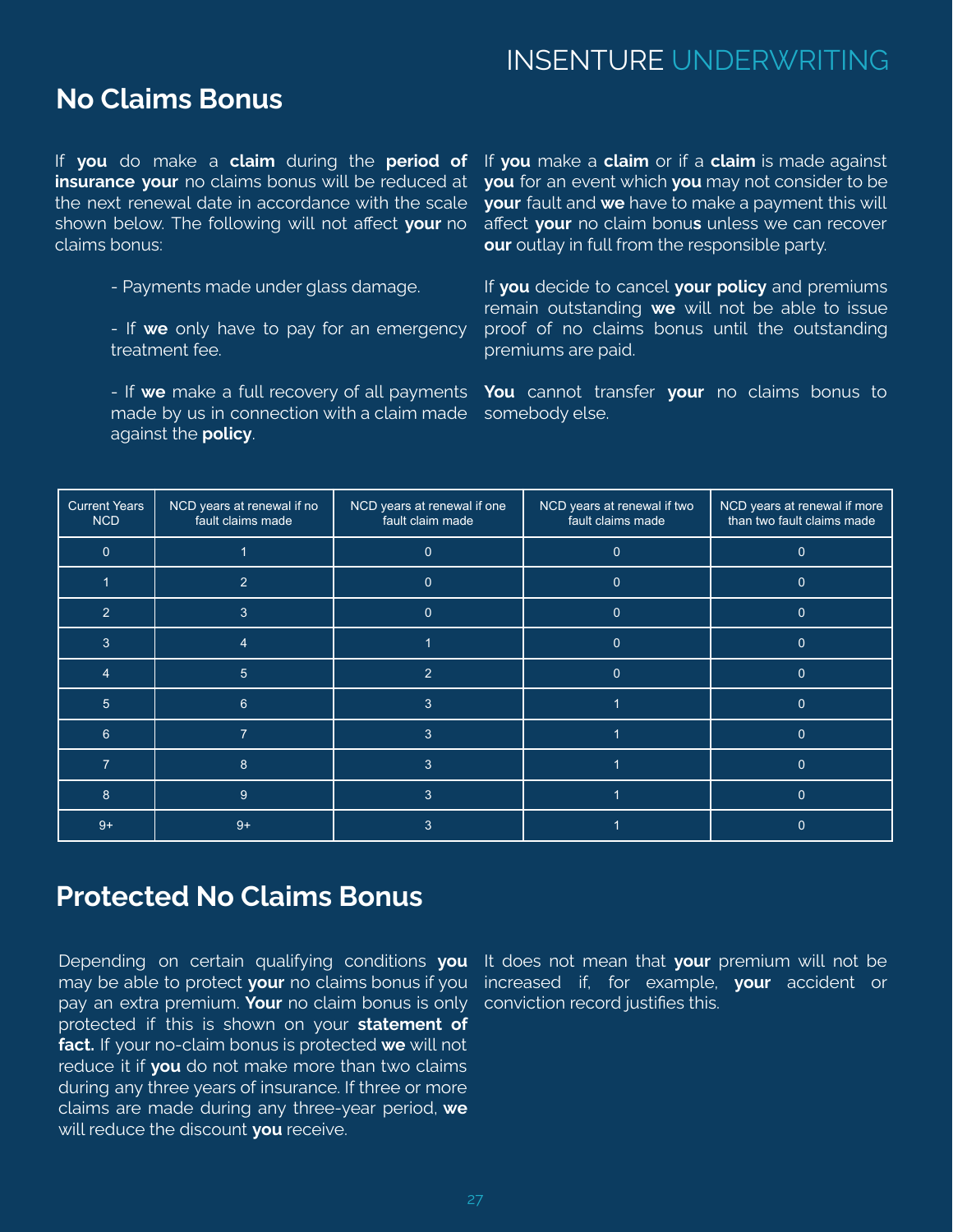## No Claims Bonus

If **you** do make a **claim** during the **period of insurance your** no claims bonus will be reduced at the next renewal date in accordance with the scale shown below. The following will not affect **your** no claims bonus:

- Payments made under glass damage.
- If **we** only have to pay for an emergency treatment fee.
- If **we** make a full recovery of all payments made by us in connection with a claim made against the **policy**.

If **you** make a **claim** or if a **claim** is made against **you** for an event which **you** may not consider to be **your** fault and **we** have to make a payment this will affect **your** no claim bonu**s** unless we can recover **our** outlay in full from the responsible party.

If **you** decide to cancel **your policy** and premiums remain outstanding **we** will not be able to issue proof of no claims bonus until the outstanding premiums are paid.

**You** cannot transfer **your** no claims bonus to somebody else.

| Current Years NCD | NCD years at renewal if no fault claims made | NCD years at renewal if one fault claim made | NCD years at renewal if two fault claims made | NCD years at renewal if more than two fault claims made |
|---|---|---|---|---|
| 0 | 1 | 0 | 0 | 0 |
| 1 | 2 | 0 | 0 | 0 |
| 2 | 3 | 0 | 0 | 0 |
| 3 | 4 | 1 | 0 | 0 |
| 4 | 5 | 2 | 0 | 0 |
| 5 | 6 | 3 | 1 | 0 |
| 6 | 7 | 3 | 1 | 0 |
| 7 | 8 | 3 | 1 | 0 |
| 8 | 9 | 3 | 1 | 0 |
| 9+ | 9+ | 3 | 1 | 0 |

## Protected No Claims Bonus

Depending on certain qualifying conditions **you** may be able to protect **your** no claims bonus if you pay an extra premium. **Your** no claim bonus is only protected if this is shown on your **statement of fact.** If your no-claim bonus is protected **we** will not reduce it if **you** do not make more than two claims during any three years of insurance. If three or more claims are made during any three-year period, **we** will reduce the discount **you** receive.

It does not mean that **your** premium will not be increased if, for example, **your** accident or conviction record justifies this.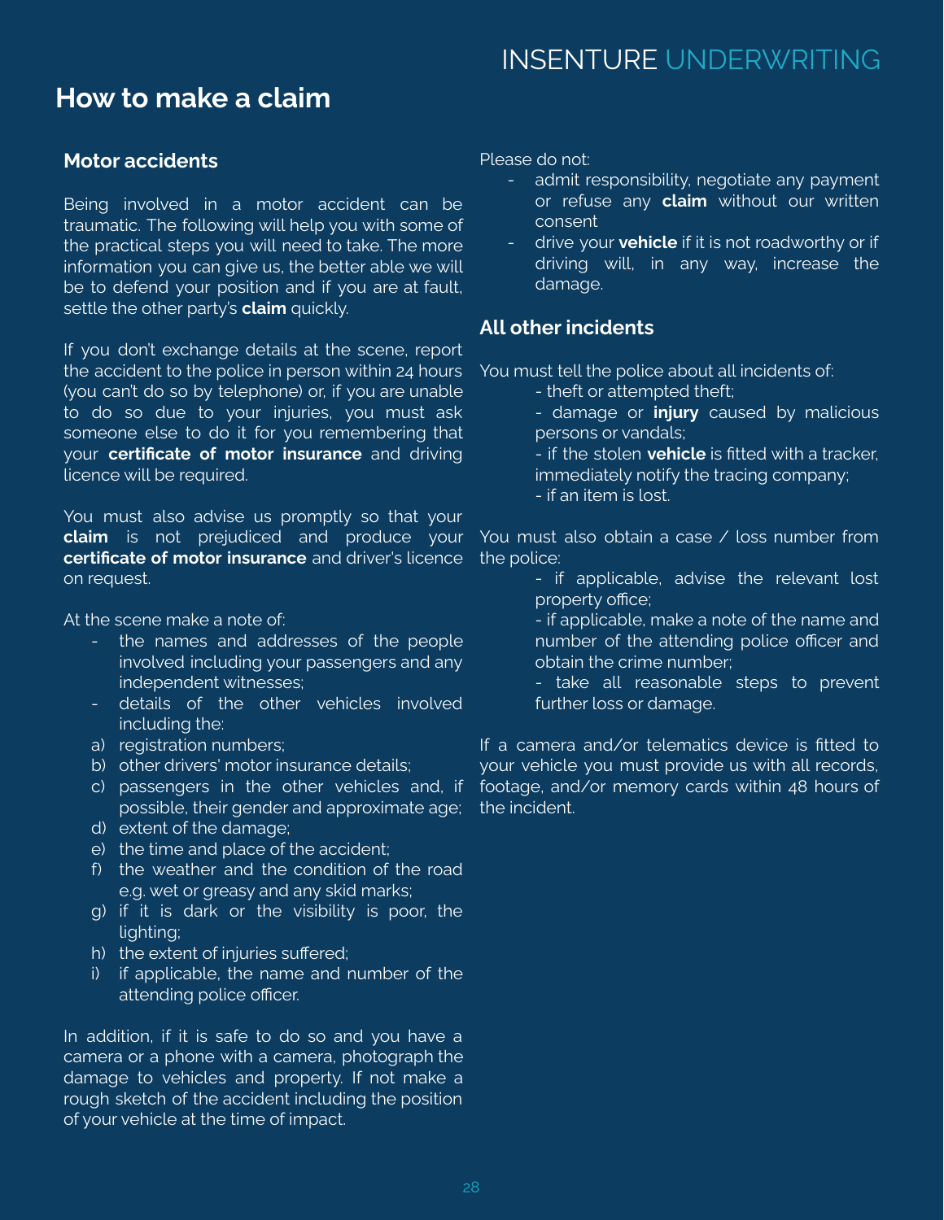# How to make a claim

## Motor accidents

Being involved in a motor accident can be traumatic. The following will help you with some of the practical steps you will need to take. The more information you can give us, the better able we will be to defend your position and if you are at fault, settle the other party's **claim** quickly.

If you don't exchange details at the scene, report the accident to the police in person within 24 hours (you can't do so by telephone) or, if you are unable to do so due to your injuries, you must ask someone else to do it for you remembering that your **certificate of motor insurance** and driving licence will be required.

You must also advise us promptly so that your **claim** is not prejudiced and produce your **certificate of motor insurance** and driver's licence on request.

At the scene make a note of:

- the names and addresses of the people involved including your passengers and any independent witnesses;
- details of the other vehicles involved including the:

a) registration numbers;
b) other drivers' motor insurance details;
c) passengers in the other vehicles and, if possible, their gender and approximate age;
d) extent of the damage;
e) the time and place of the accident;
f) the weather and the condition of the road e.g. wet or greasy and any skid marks;
g) if it is dark or the visibility is poor, the lighting;
h) the extent of injuries suffered;
i) if applicable, the name and number of the attending police officer.

In addition, if it is safe to do so and you have a camera or a phone with a camera, photograph the damage to vehicles and property. If not make a rough sketch of the accident including the position of your vehicle at the time of impact.

Please do not:

- admit responsibility, negotiate any payment or refuse any **claim** without our written consent
- drive your **vehicle** if it is not roadworthy or if driving will, in any way, increase the damage.

## All other incidents

You must tell the police about all incidents of:

- theft or attempted theft;
- damage or **injury** caused by malicious persons or vandals;
- if the stolen **vehicle** is fitted with a tracker, immediately notify the tracing company;
- if an item is lost.

You must also obtain a case / loss number from the police:

- if applicable, advise the relevant lost property office;
- if applicable, make a note of the name and number of the attending police officer and obtain the crime number;
- take all reasonable steps to prevent further loss or damage.

If a camera and/or telematics device is fitted to your vehicle you must provide us with all records, footage, and/or memory cards within 48 hours of the incident.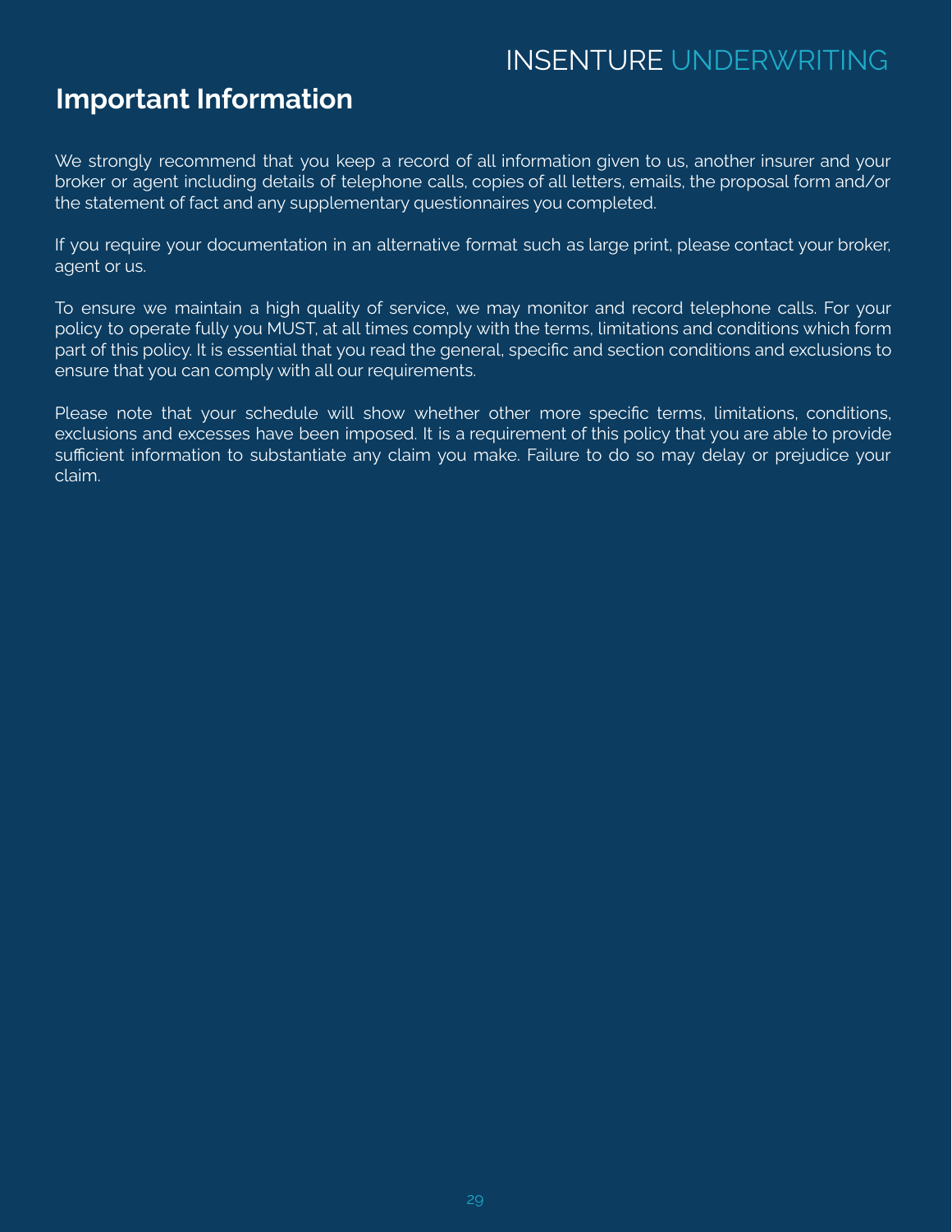## Important Information

We strongly recommend that you keep a record of all information given to us, another insurer and your broker or agent including details of telephone calls, copies of all letters, emails, the proposal form and/or the statement of fact and any supplementary questionnaires you completed.

If you require your documentation in an alternative format such as large print, please contact your broker, agent or us.

To ensure we maintain a high quality of service, we may monitor and record telephone calls. For your policy to operate fully you MUST, at all times comply with the terms, limitations and conditions which form part of this policy. It is essential that you read the general, specific and section conditions and exclusions to ensure that you can comply with all our requirements.

Please note that your schedule will show whether other more specific terms, limitations, conditions, exclusions and excesses have been imposed. It is a requirement of this policy that you are able to provide sufficient information to substantiate any claim you make. Failure to do so may delay or prejudice your claim.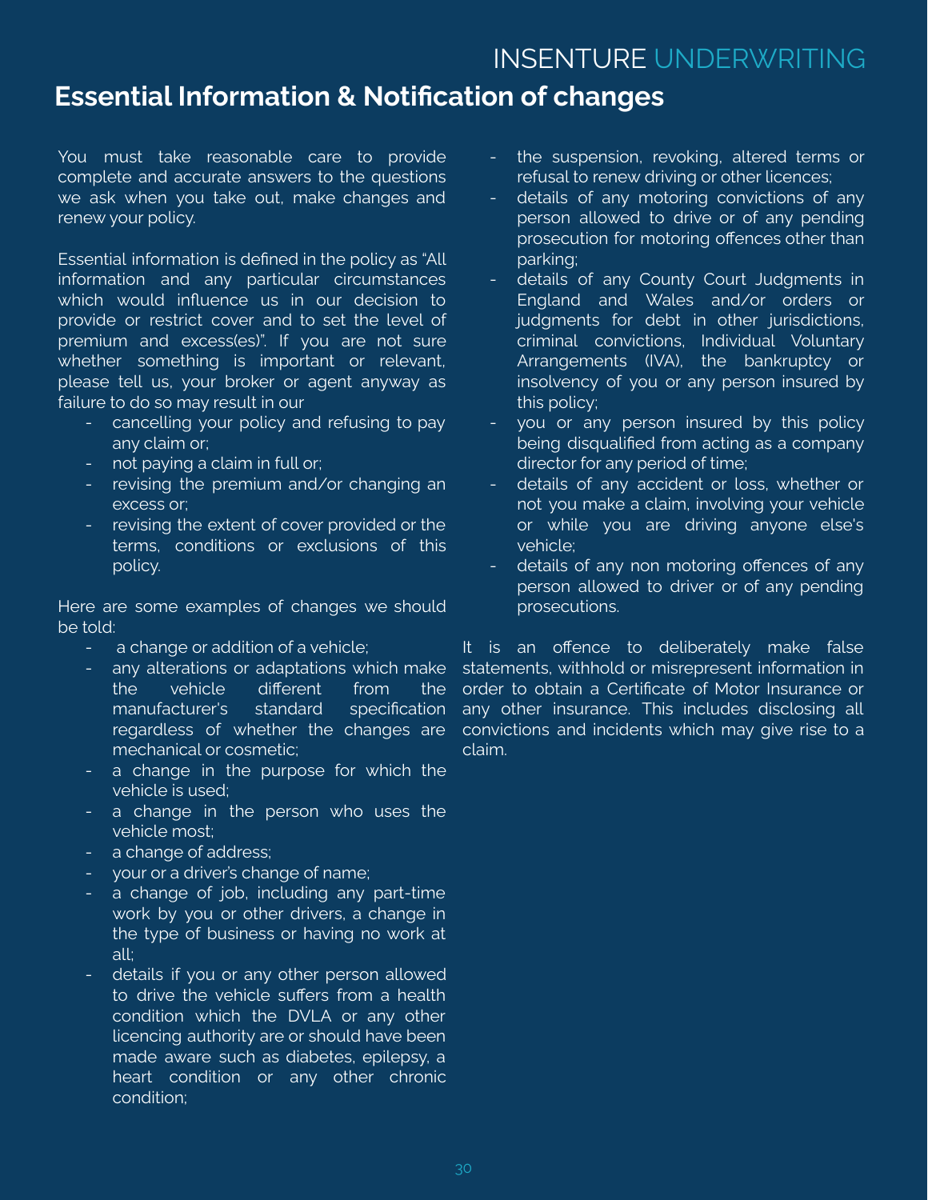## Essential Information & Notification of changes

You must take reasonable care to provide complete and accurate answers to the questions we ask when you take out, make changes and renew your policy.

Essential information is defined in the policy as "All information and any particular circumstances which would influence us in our decision to provide or restrict cover and to set the level of premium and excess(es)". If you are not sure whether something is important or relevant, please tell us, your broker or agent anyway as failure to do so may result in our

- cancelling your policy and refusing to pay any claim or;
- not paying a claim in full or;
- revising the premium and/or changing an excess or;
- revising the extent of cover provided or the terms, conditions or exclusions of this policy.

Here are some examples of changes we should be told:

- a change or addition of a vehicle;
- any alterations or adaptations which make the vehicle different from the manufacturer's standard specification regardless of whether the changes are mechanical or cosmetic;
- a change in the purpose for which the vehicle is used;
- a change in the person who uses the vehicle most;
- a change of address;
- your or a driver's change of name;
- a change of job, including any part-time work by you or other drivers, a change in the type of business or having no work at all;
- details if you or any other person allowed to drive the vehicle suffers from a health condition which the DVLA or any other licencing authority are or should have been made aware such as diabetes, epilepsy, a heart condition or any other chronic condition;
- the suspension, revoking, altered terms or refusal to renew driving or other licences;
- details of any motoring convictions of any person allowed to drive or of any pending prosecution for motoring offences other than parking;
- details of any County Court Judgments in England and Wales and/or orders or judgments for debt in other jurisdictions, criminal convictions, Individual Voluntary Arrangements (IVA), the bankruptcy or insolvency of you or any person insured by this policy;
- you or any person insured by this policy being disqualified from acting as a company director for any period of time;
- details of any accident or loss, whether or not you make a claim, involving your vehicle or while you are driving anyone else's vehicle;
- details of any non motoring offences of any person allowed to driver or of any pending prosecutions.

It is an offence to deliberately make false statements, withhold or misrepresent information in order to obtain a Certificate of Motor Insurance or any other insurance. This includes disclosing all convictions and incidents which may give rise to a claim.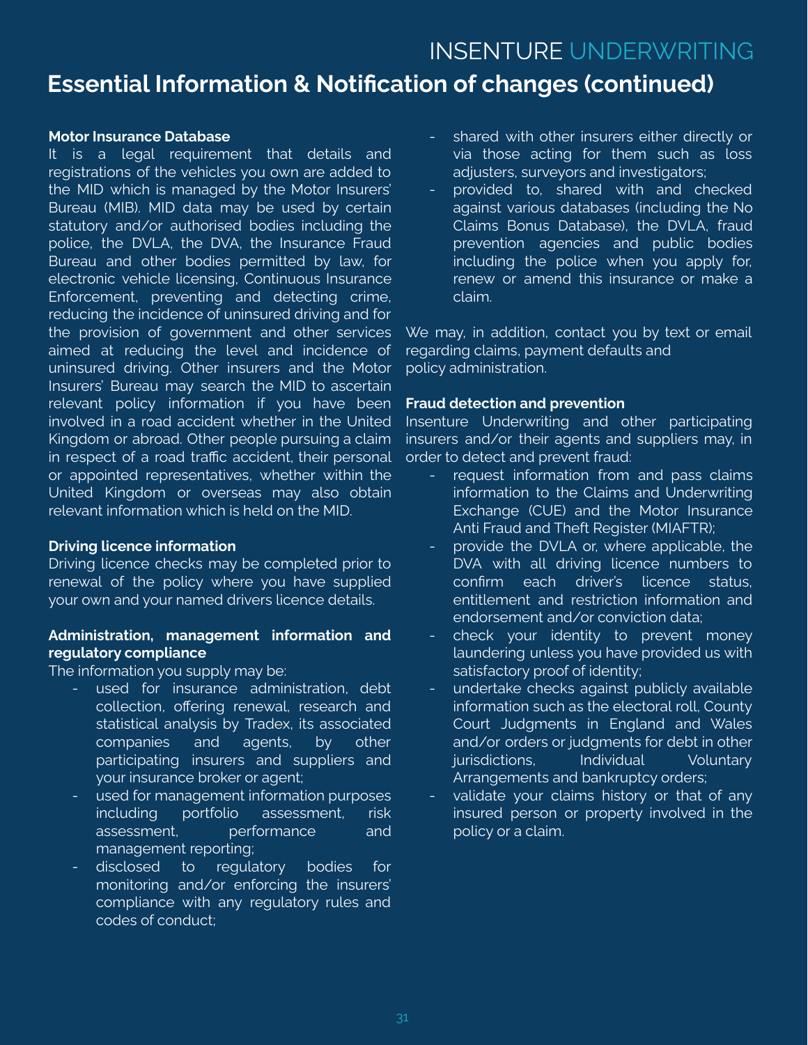## Essential Information & Notification of changes (continued)

**Motor Insurance Database**
It is a legal requirement that details and registrations of the vehicles you own are added to the MID which is managed by the Motor Insurers' Bureau (MIB). MID data may be used by certain statutory and/or authorised bodies including the police, the DVLA, the DVA, the Insurance Fraud Bureau and other bodies permitted by law, for electronic vehicle licensing, Continuous Insurance Enforcement, preventing and detecting crime, reducing the incidence of uninsured driving and for the provision of government and other services aimed at reducing the level and incidence of uninsured driving. Other insurers and the Motor Insurers' Bureau may search the MID to ascertain relevant policy information if you have been involved in a road accident whether in the United Kingdom or abroad. Other people pursuing a claim in respect of a road traffic accident, their personal or appointed representatives, whether within the United Kingdom or overseas may also obtain relevant information which is held on the MID.

**Driving licence information**
Driving licence checks may be completed prior to renewal of the policy where you have supplied your own and your named drivers licence details.

**Administration, management information and regulatory compliance**
The information you supply may be:

- used for insurance administration, debt collection, offering renewal, research and statistical analysis by Tradex, its associated companies and agents, by other participating insurers and suppliers and your insurance broker or agent;
- used for management information purposes including portfolio assessment, risk assessment, performance and management reporting;
- disclosed to regulatory bodies for monitoring and/or enforcing the insurers' compliance with any regulatory rules and codes of conduct;
- shared with other insurers either directly or via those acting for them such as loss adjusters, surveyors and investigators;
- provided to, shared with and checked against various databases (including the No Claims Bonus Database), the DVLA, fraud prevention agencies and public bodies including the police when you apply for, renew or amend this insurance or make a claim.

We may, in addition, contact you by text or email regarding claims, payment defaults and policy administration.

**Fraud detection and prevention**
Insenture Underwriting and other participating insurers and/or their agents and suppliers may, in order to detect and prevent fraud:

- request information from and pass claims information to the Claims and Underwriting Exchange (CUE) and the Motor Insurance Anti Fraud and Theft Register (MIAFTR);
- provide the DVLA or, where applicable, the DVA with all driving licence numbers to confirm each driver's licence status, entitlement and restriction information and endorsement and/or conviction data;
- check your identity to prevent money laundering unless you have provided us with satisfactory proof of identity;
- undertake checks against publicly available information such as the electoral roll, County Court Judgments in England and Wales and/or orders or judgments for debt in other jurisdictions, Individual Voluntary Arrangements and bankruptcy orders;
- validate your claims history or that of any insured person or property involved in the policy or a claim.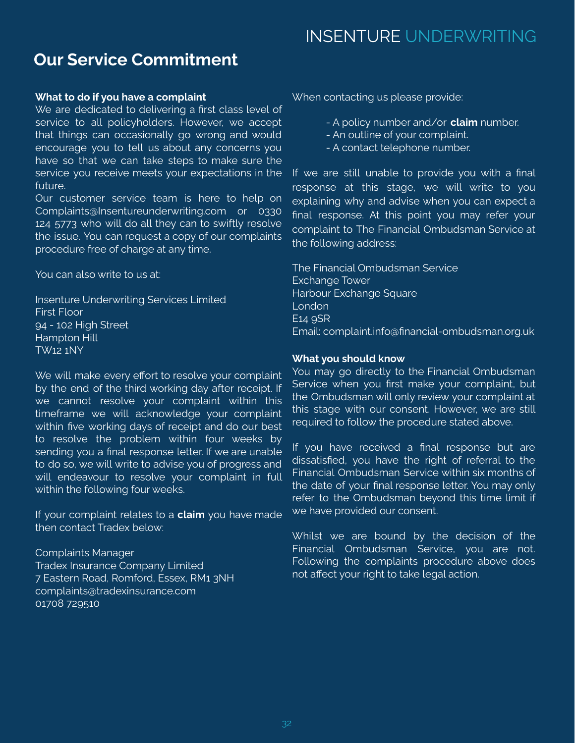## Our Service Commitment

**What to do if you have a complaint**

We are dedicated to delivering a first class level of service to all policyholders. However, we accept that things can occasionally go wrong and would encourage you to tell us about any concerns you have so that we can take steps to make sure the service you receive meets your expectations in the future.

Our customer service team is here to help on Complaints@Insentureunderwriting.com or 0330 124 5773 who will do all they can to swiftly resolve the issue. You can request a copy of our complaints procedure free of charge at any time.

You can also write to us at:

Insenture Underwriting Services Limited
First Floor
94 - 102 High Street
Hampton Hill
TW12 1NY

We will make every effort to resolve your complaint by the end of the third working day after receipt. If we cannot resolve your complaint within this timeframe we will acknowledge your complaint within five working days of receipt and do our best to resolve the problem within four weeks by sending you a final response letter. If we are unable to do so, we will write to advise you of progress and will endeavour to resolve your complaint in full within the following four weeks.

If your complaint relates to a **claim** you have made then contact Tradex below:

Complaints Manager
Tradex Insurance Company Limited
7 Eastern Road, Romford, Essex, RM1 3NH
complaints@tradexinsurance.com
01708 729510

When contacting us please provide:

- A policy number and/or **claim** number.
- An outline of your complaint.
- A contact telephone number.

If we are still unable to provide you with a final response at this stage, we will write to you explaining why and advise when you can expect a final response. At this point you may refer your complaint to The Financial Ombudsman Service at the following address:

The Financial Ombudsman Service
Exchange Tower
Harbour Exchange Square
London
E14 9SR
Email: complaint.info@financial-ombudsman.org.uk

**What you should know**

You may go directly to the Financial Ombudsman Service when you first make your complaint, but the Ombudsman will only review your complaint at this stage with our consent. However, we are still required to follow the procedure stated above.

If you have received a final response but are dissatisfied, you have the right of referral to the Financial Ombudsman Service within six months of the date of your final response letter. You may only refer to the Ombudsman beyond this time limit if we have provided our consent.

Whilst we are bound by the decision of the Financial Ombudsman Service, you are not. Following the complaints procedure above does not affect your right to take legal action.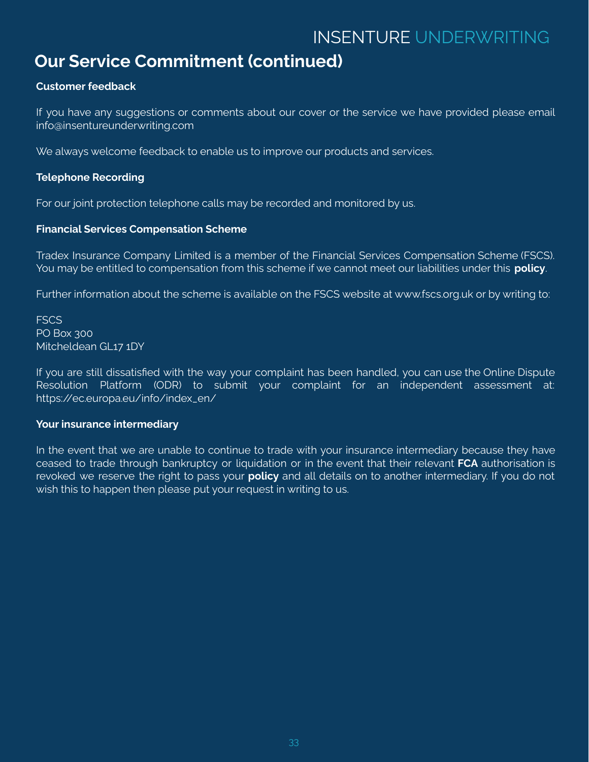## Our Service Commitment (continued)

**Customer feedback**

If you have any suggestions or comments about our cover or the service we have provided please email info@insentureunderwriting.com

We always welcome feedback to enable us to improve our products and services.

**Telephone Recording**

For our joint protection telephone calls may be recorded and monitored by us.

**Financial Services Compensation Scheme**

Tradex Insurance Company Limited is a member of the Financial Services Compensation Scheme (FSCS). You may be entitled to compensation from this scheme if we cannot meet our liabilities under this **policy**.

Further information about the scheme is available on the FSCS website at www.fscs.org.uk or by writing to:

FSCS
PO Box 300
Mitcheldean GL17 1DY

If you are still dissatisfied with the way your complaint has been handled, you can use the Online Dispute Resolution Platform (ODR) to submit your complaint for an independent assessment at: https://ec.europa.eu/info/index_en/

**Your insurance intermediary**

In the event that we are unable to continue to trade with your insurance intermediary because they have ceased to trade through bankruptcy or liquidation or in the event that their relevant **FCA** authorisation is revoked we reserve the right to pass your **policy** and all details on to another intermediary. If you do not wish this to happen then please put your request in writing to us.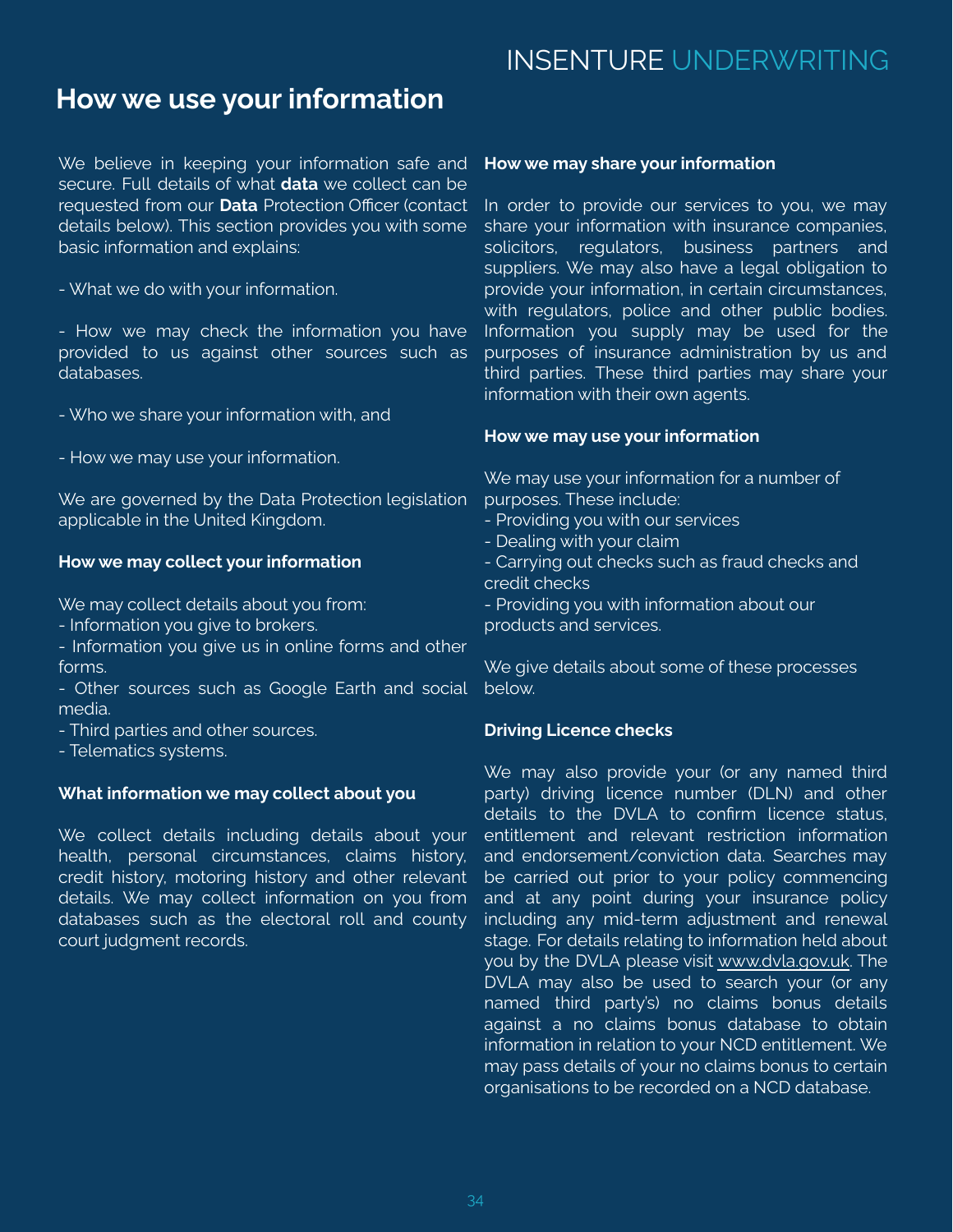## How we use your information

We believe in keeping your information safe and secure. Full details of what **data** we collect can be requested from our **Data** Protection Officer (contact details below). This section provides you with some basic information and explains:

- What we do with your information.

- How we may check the information you have provided to us against other sources such as databases.

- Who we share your information with, and

- How we may use your information.

We are governed by the Data Protection legislation applicable in the United Kingdom.

**How we may collect your information**

We may collect details about you from:
- Information you give to brokers.
- Information you give us in online forms and other forms.
- Other sources such as Google Earth and social media.
- Third parties and other sources.
- Telematics systems.

**What information we may collect about you**

We collect details including details about your health, personal circumstances, claims history, credit history, motoring history and other relevant details. We may collect information on you from databases such as the electoral roll and county court judgment records.

**How we may share your information**

In order to provide our services to you, we may share your information with insurance companies, solicitors, regulators, business partners and suppliers. We may also have a legal obligation to provide your information, in certain circumstances, with regulators, police and other public bodies. Information you supply may be used for the purposes of insurance administration by us and third parties. These third parties may share your information with their own agents.

**How we may use your information**

We may use your information for a number of purposes. These include:
- Providing you with our services
- Dealing with your claim
- Carrying out checks such as fraud checks and credit checks
- Providing you with information about our products and services.

We give details about some of these processes below.

**Driving Licence checks**

We may also provide your (or any named third party) driving licence number (DLN) and other details to the DVLA to confirm licence status, entitlement and relevant restriction information and endorsement/conviction data. Searches may be carried out prior to your policy commencing and at any point during your insurance policy including any mid-term adjustment and renewal stage. For details relating to information held about you by the DVLA please visit www.dvla.gov.uk. The DVLA may also be used to search your (or any named third party's) no claims bonus details against a no claims bonus database to obtain information in relation to your NCD entitlement. We may pass details of your no claims bonus to certain organisations to be recorded on a NCD database.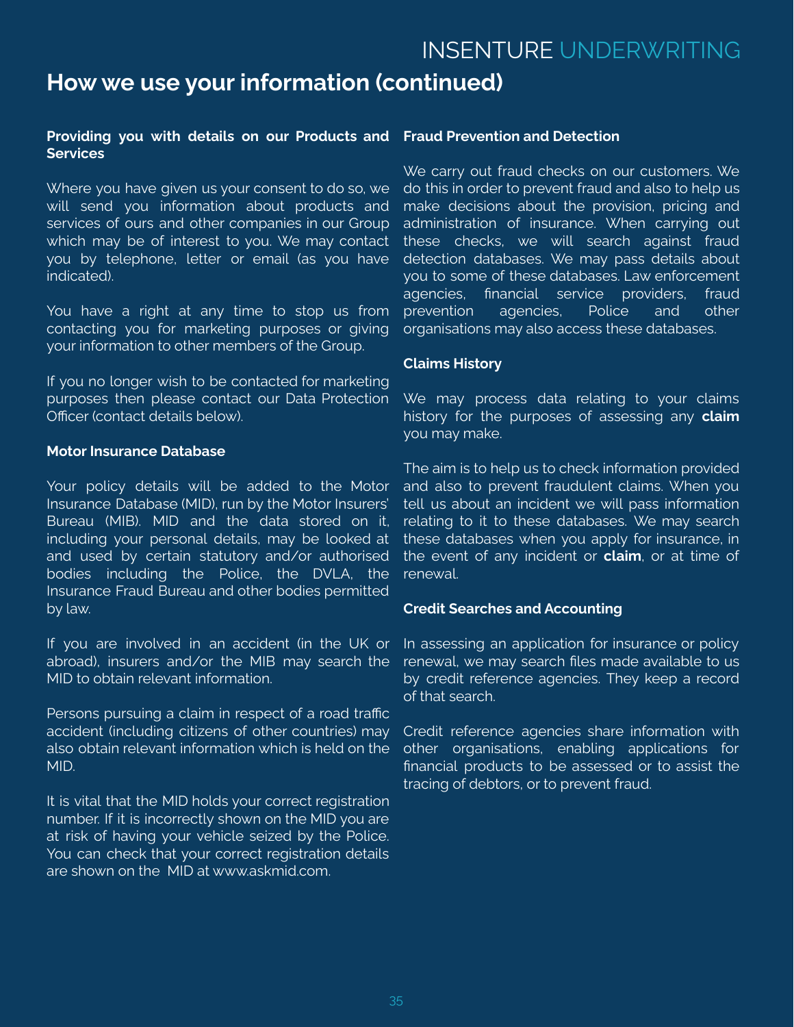## How we use your information (continued)

**Providing you with details on our Products and Services**

Where you have given us your consent to do so, we will send you information about products and services of ours and other companies in our Group which may be of interest to you. We may contact you by telephone, letter or email (as you have indicated).

You have a right at any time to stop us from contacting you for marketing purposes or giving your information to other members of the Group.

If you no longer wish to be contacted for marketing purposes then please contact our Data Protection Officer (contact details below).

**Motor Insurance Database**

Your policy details will be added to the Motor Insurance Database (MID), run by the Motor Insurers' Bureau (MIB). MID and the data stored on it, including your personal details, may be looked at and used by certain statutory and/or authorised bodies including the Police, the DVLA, the Insurance Fraud Bureau and other bodies permitted by law.

If you are involved in an accident (in the UK or abroad), insurers and/or the MIB may search the MID to obtain relevant information.

Persons pursuing a claim in respect of a road traffic accident (including citizens of other countries) may also obtain relevant information which is held on the MID.

It is vital that the MID holds your correct registration number. If it is incorrectly shown on the MID you are at risk of having your vehicle seized by the Police. You can check that your correct registration details are shown on the MID at www.askmid.com.

**Fraud Prevention and Detection**

We carry out fraud checks on our customers. We do this in order to prevent fraud and also to help us make decisions about the provision, pricing and administration of insurance. When carrying out these checks, we will search against fraud detection databases. We may pass details about you to some of these databases. Law enforcement agencies, financial service providers, fraud prevention agencies, Police and other organisations may also access these databases.

**Claims History**

We may process data relating to your claims history for the purposes of assessing any **claim** you may make.

The aim is to help us to check information provided and also to prevent fraudulent claims. When you tell us about an incident we will pass information relating to it to these databases. We may search these databases when you apply for insurance, in the event of any incident or **claim**, or at time of renewal.

**Credit Searches and Accounting**

In assessing an application for insurance or policy renewal, we may search files made available to us by credit reference agencies. They keep a record of that search.

Credit reference agencies share information with other organisations, enabling applications for financial products to be assessed or to assist the tracing of debtors, or to prevent fraud.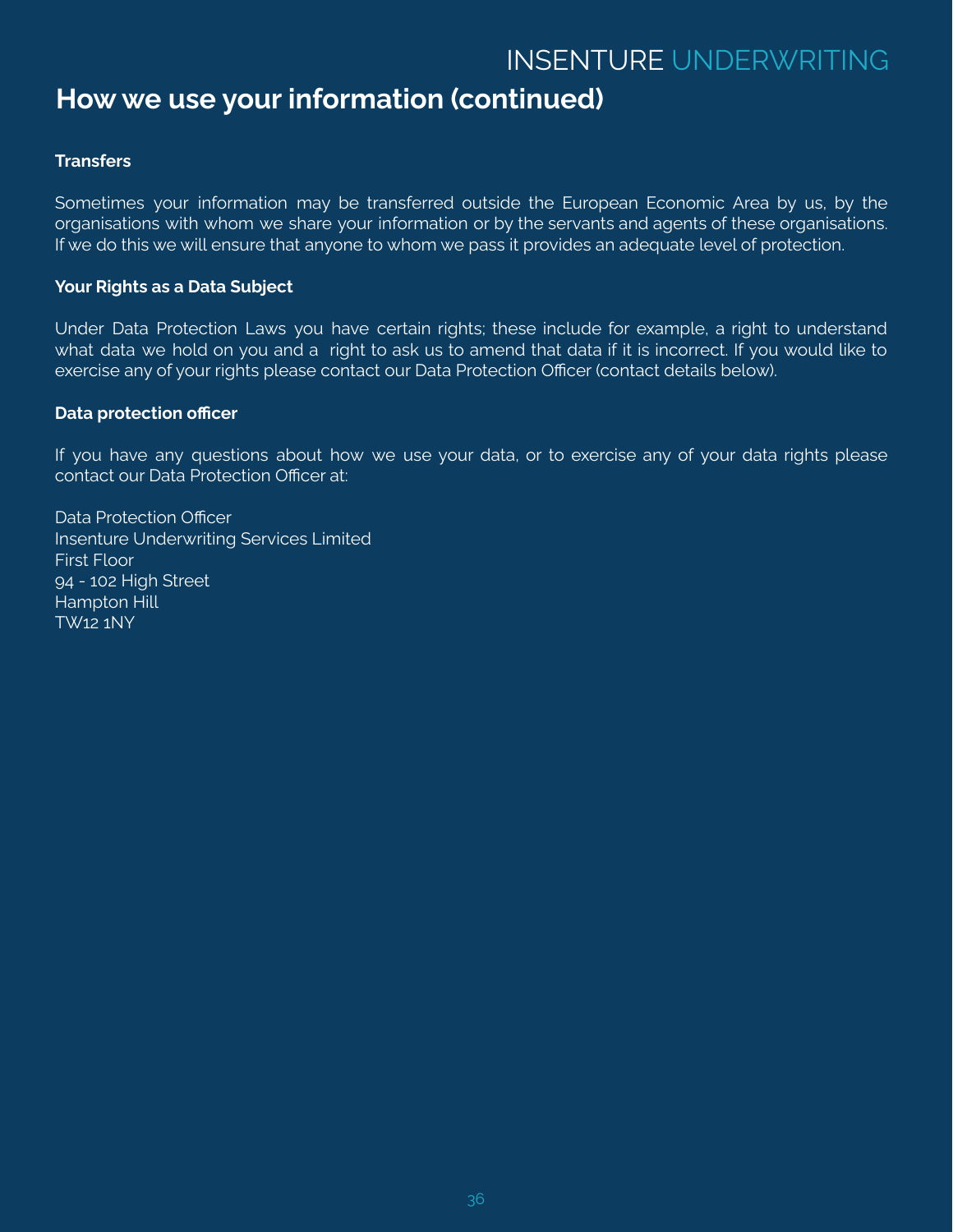## How we use your information (continued)

**Transfers**

Sometimes your information may be transferred outside the European Economic Area by us, by the organisations with whom we share your information or by the servants and agents of these organisations. If we do this we will ensure that anyone to whom we pass it provides an adequate level of protection.

**Your Rights as a Data Subject**

Under Data Protection Laws you have certain rights; these include for example, a right to understand what data we hold on you and a right to ask us to amend that data if it is incorrect. If you would like to exercise any of your rights please contact our Data Protection Officer (contact details below).

**Data protection officer**

If you have any questions about how we use your data, or to exercise any of your data rights please contact our Data Protection Officer at:

Data Protection Officer
Insenture Underwriting Services Limited
First Floor
94 - 102 High Street
Hampton Hill
TW12 1NY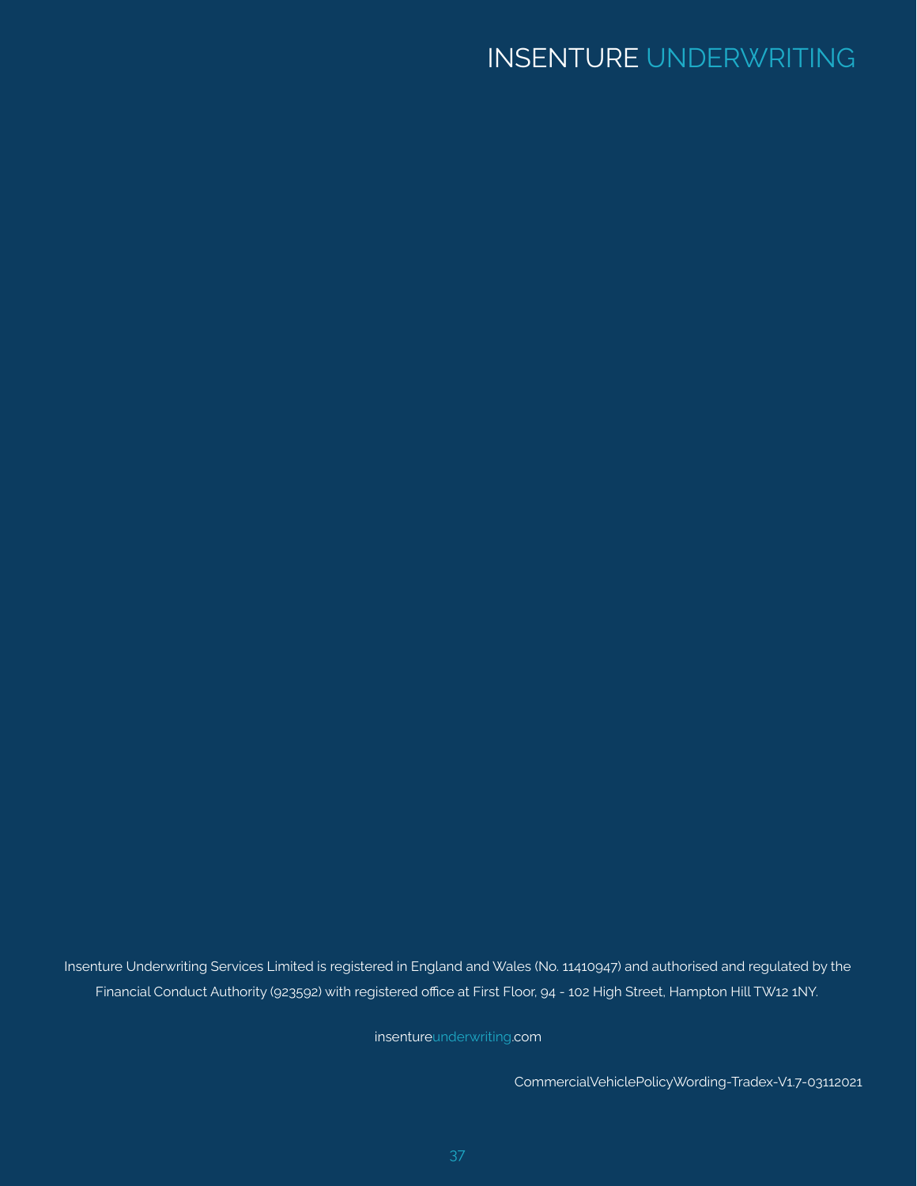# INSENTURE UNDERWRITING

Insenture Underwriting Services Limited is registered in England and Wales (No. 11410947) and authorised and regulated by the Financial Conduct Authority (923592) with registered office at First Floor, 94 - 102 High Street, Hampton Hill TW12 1NY.

insentureunderwriting.com

CommercialVehiclePolicyWording-Tradex-V1.7-03112021